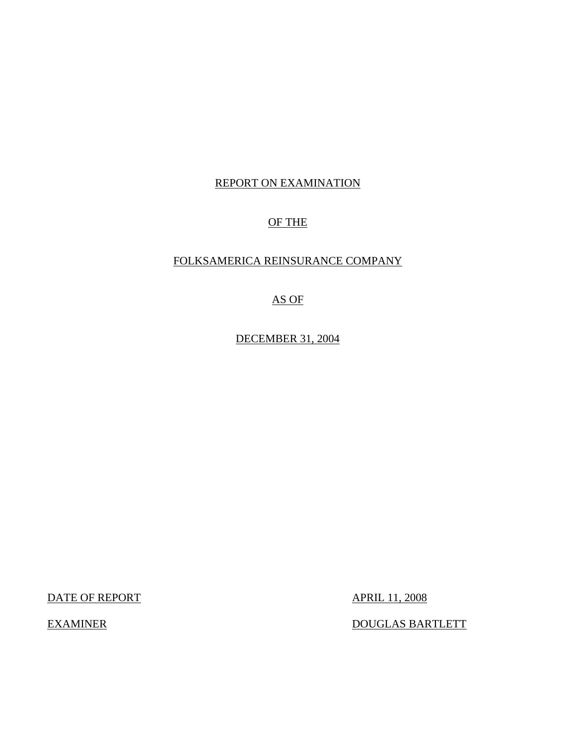# REPORT ON EXAMINATION

# OF THE

# FOLKSAMERICA REINSURANCE COMPANY

# AS OF

# DECEMBER 31, 2004

DATE OF REPORT APRIL 11, 2008

EXAMINER DOUGLAS BARTLETT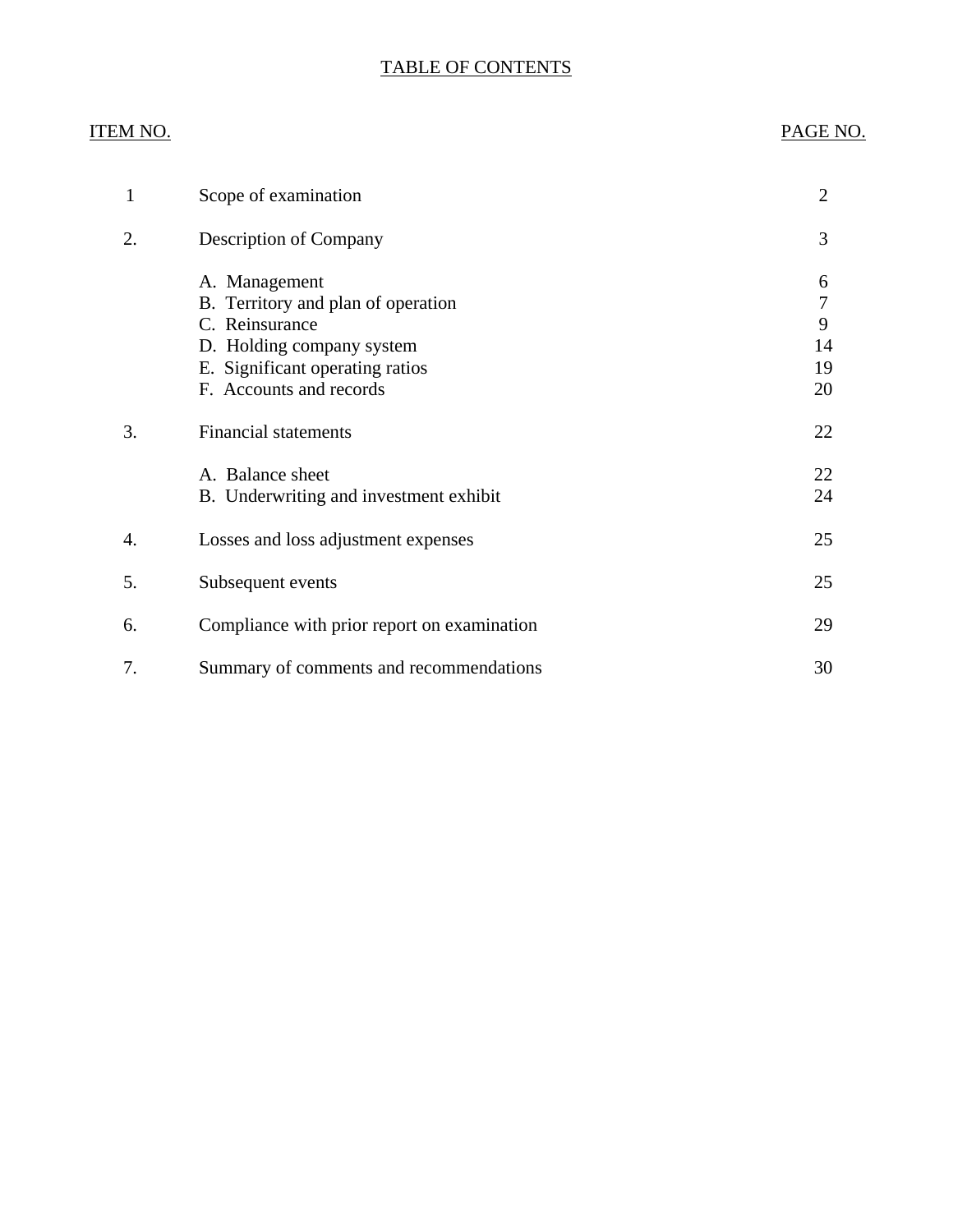# TABLE OF CONTENTS

| ITEM NO. | | PAGE NO. |
|---|---|---|
| 1 | Scope of examination | 2 |
| 2. | Description of Company | 3 |
| | A. Management | 6 |
| | B. Territory and plan of operation | 7 |
| | C. Reinsurance | 9 |
| | D. Holding company system | 14 |
| | E. Significant operating ratios | 19 |
| | F. Accounts and records | 20 |
| 3. | Financial statements | 22 |
| | A. Balance sheet | 22 |
| | B. Underwriting and investment exhibit | 24 |
| 4. | Losses and loss adjustment expenses | 25 |
| 5. | Subsequent events | 25 |
| 6. | Compliance with prior report on examination | 29 |
| 7. | Summary of comments and recommendations | 30 |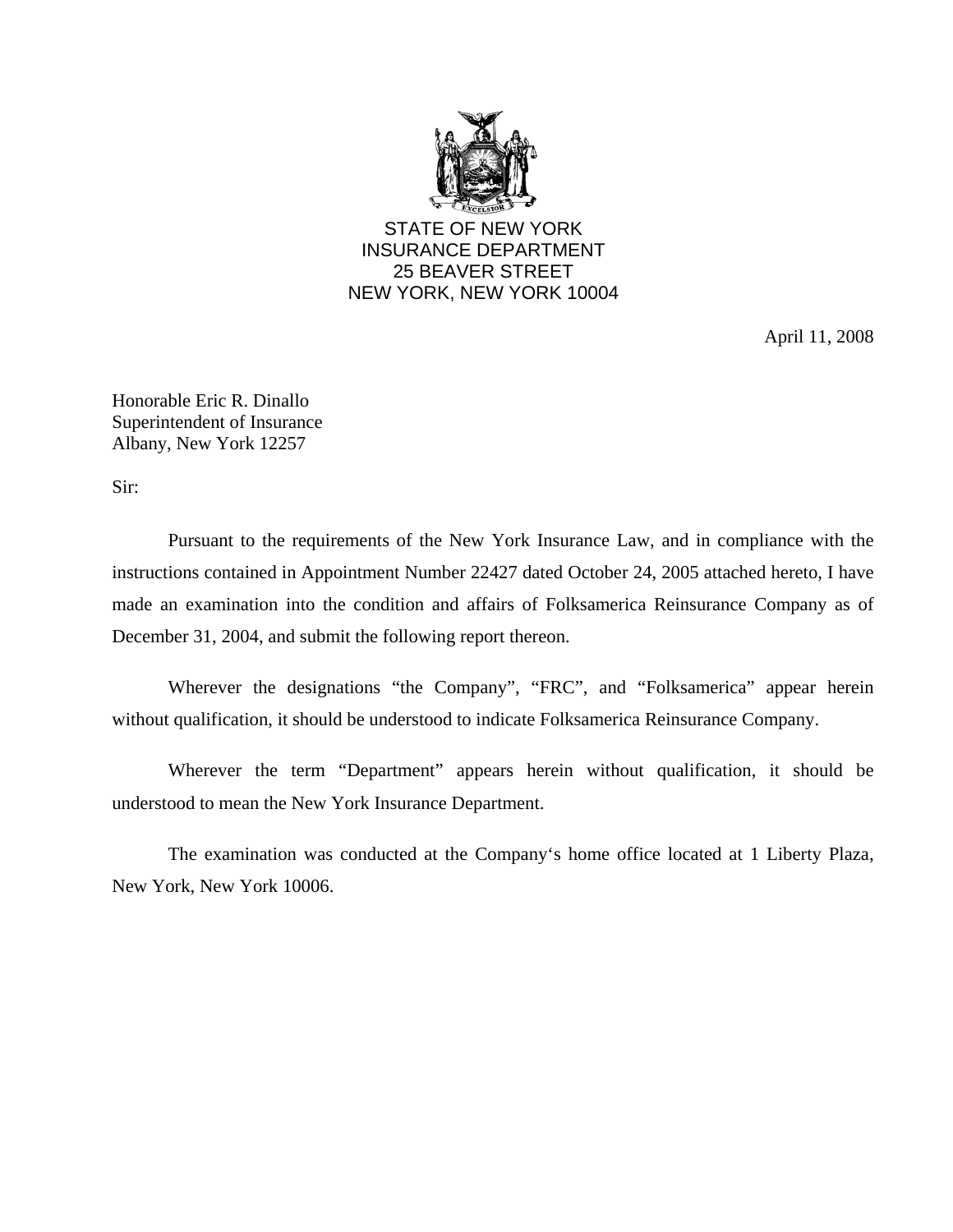STATE OF NEW YORK
INSURANCE DEPARTMENT
25 BEAVER STREET
NEW YORK, NEW YORK 10004

April 11, 2008

Honorable Eric R. Dinallo
Superintendent of Insurance
Albany, New York 12257

Sir:

Pursuant to the requirements of the New York Insurance Law, and in compliance with the instructions contained in Appointment Number 22427 dated October 24, 2005 attached hereto, I have made an examination into the condition and affairs of Folksamerica Reinsurance Company as of December 31, 2004, and submit the following report thereon.

Wherever the designations "the Company", "FRC", and "Folksamerica" appear herein without qualification, it should be understood to indicate Folksamerica Reinsurance Company.

Wherever the term "Department" appears herein without qualification, it should be understood to mean the New York Insurance Department.

The examination was conducted at the Company's home office located at 1 Liberty Plaza, New York, New York 10006.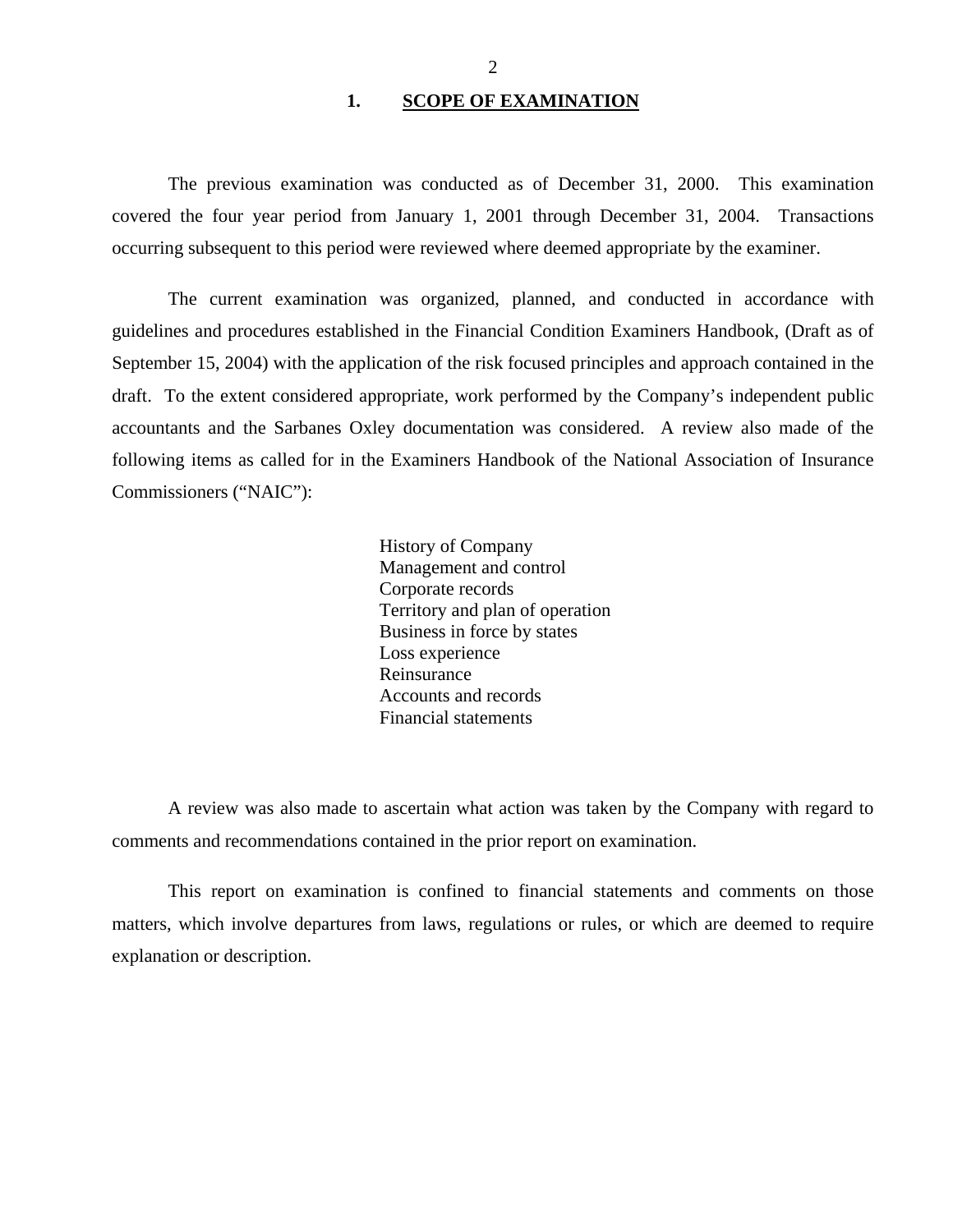# 1. SCOPE OF EXAMINATION

The previous examination was conducted as of December 31, 2000. This examination covered the four year period from January 1, 2001 through December 31, 2004. Transactions occurring subsequent to this period were reviewed where deemed appropriate by the examiner.

The current examination was organized, planned, and conducted in accordance with guidelines and procedures established in the Financial Condition Examiners Handbook, (Draft as of September 15, 2004) with the application of the risk focused principles and approach contained in the draft. To the extent considered appropriate, work performed by the Company's independent public accountants and the Sarbanes Oxley documentation was considered. A review also made of the following items as called for in the Examiners Handbook of the National Association of Insurance Commissioners ("NAIC"):

- History of Company
- Management and control
- Corporate records
- Territory and plan of operation
- Business in force by states
- Loss experience
- Reinsurance
- Accounts and records
- Financial statements

A review was also made to ascertain what action was taken by the Company with regard to comments and recommendations contained in the prior report on examination.

This report on examination is confined to financial statements and comments on those matters, which involve departures from laws, regulations or rules, or which are deemed to require explanation or description.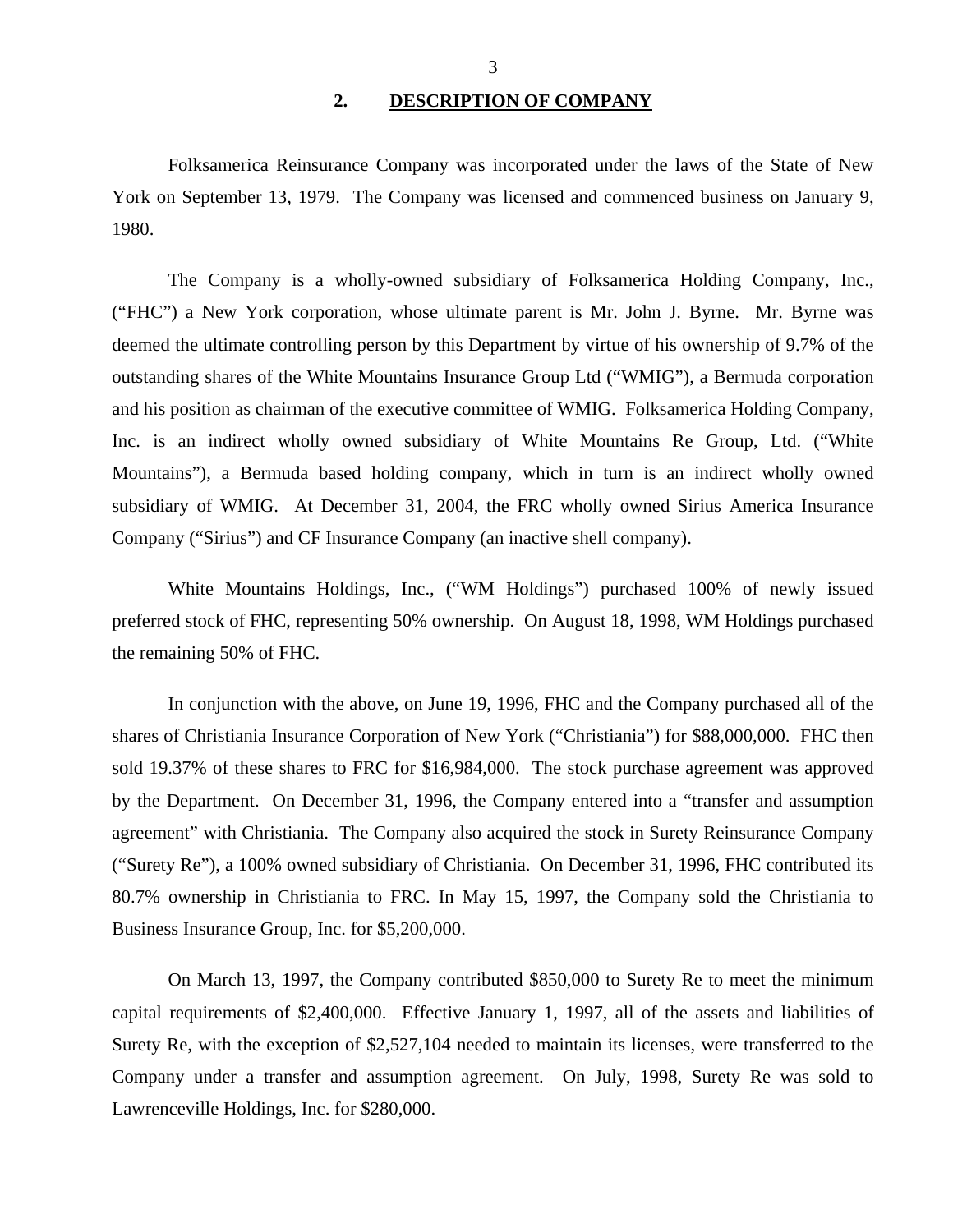## 2. DESCRIPTION OF COMPANY

Folksamerica Reinsurance Company was incorporated under the laws of the State of New York on September 13, 1979. The Company was licensed and commenced business on January 9, 1980.

The Company is a wholly-owned subsidiary of Folksamerica Holding Company, Inc., ("FHC") a New York corporation, whose ultimate parent is Mr. John J. Byrne. Mr. Byrne was deemed the ultimate controlling person by this Department by virtue of his ownership of 9.7% of the outstanding shares of the White Mountains Insurance Group Ltd ("WMIG"), a Bermuda corporation and his position as chairman of the executive committee of WMIG. Folksamerica Holding Company, Inc. is an indirect wholly owned subsidiary of White Mountains Re Group, Ltd. ("White Mountains"), a Bermuda based holding company, which in turn is an indirect wholly owned subsidiary of WMIG. At December 31, 2004, the FRC wholly owned Sirius America Insurance Company ("Sirius") and CF Insurance Company (an inactive shell company).

White Mountains Holdings, Inc., ("WM Holdings") purchased 100% of newly issued preferred stock of FHC, representing 50% ownership. On August 18, 1998, WM Holdings purchased the remaining 50% of FHC.

In conjunction with the above, on June 19, 1996, FHC and the Company purchased all of the shares of Christiania Insurance Corporation of New York ("Christiania") for $88,000,000. FHC then sold 19.37% of these shares to FRC for $16,984,000. The stock purchase agreement was approved by the Department. On December 31, 1996, the Company entered into a "transfer and assumption agreement" with Christiania. The Company also acquired the stock in Surety Reinsurance Company ("Surety Re"), a 100% owned subsidiary of Christiania. On December 31, 1996, FHC contributed its 80.7% ownership in Christiania to FRC. In May 15, 1997, the Company sold the Christiania to Business Insurance Group, Inc. for $5,200,000.

On March 13, 1997, the Company contributed $850,000 to Surety Re to meet the minimum capital requirements of $2,400,000. Effective January 1, 1997, all of the assets and liabilities of Surety Re, with the exception of $2,527,104 needed to maintain its licenses, were transferred to the Company under a transfer and assumption agreement. On July, 1998, Surety Re was sold to Lawrenceville Holdings, Inc. for $280,000.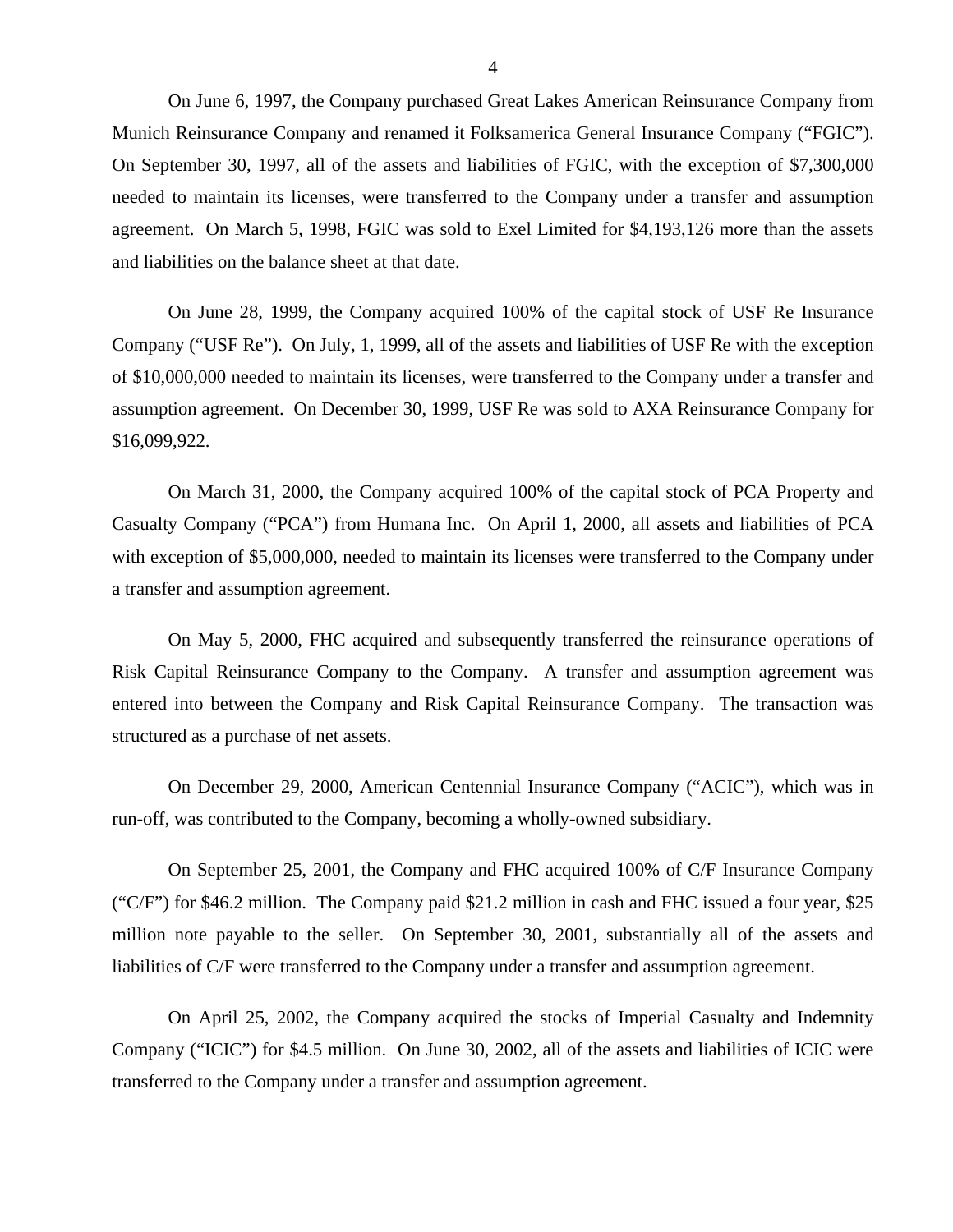On June 6, 1997, the Company purchased Great Lakes American Reinsurance Company from Munich Reinsurance Company and renamed it Folksamerica General Insurance Company ("FGIC"). On September 30, 1997, all of the assets and liabilities of FGIC, with the exception of $7,300,000 needed to maintain its licenses, were transferred to the Company under a transfer and assumption agreement. On March 5, 1998, FGIC was sold to Exel Limited for $4,193,126 more than the assets and liabilities on the balance sheet at that date.

On June 28, 1999, the Company acquired 100% of the capital stock of USF Re Insurance Company ("USF Re"). On July, 1, 1999, all of the assets and liabilities of USF Re with the exception of $10,000,000 needed to maintain its licenses, were transferred to the Company under a transfer and assumption agreement. On December 30, 1999, USF Re was sold to AXA Reinsurance Company for $16,099,922.

On March 31, 2000, the Company acquired 100% of the capital stock of PCA Property and Casualty Company ("PCA") from Humana Inc. On April 1, 2000, all assets and liabilities of PCA with exception of $5,000,000, needed to maintain its licenses were transferred to the Company under a transfer and assumption agreement.

On May 5, 2000, FHC acquired and subsequently transferred the reinsurance operations of Risk Capital Reinsurance Company to the Company. A transfer and assumption agreement was entered into between the Company and Risk Capital Reinsurance Company. The transaction was structured as a purchase of net assets.

On December 29, 2000, American Centennial Insurance Company ("ACIC"), which was in run-off, was contributed to the Company, becoming a wholly-owned subsidiary.

On September 25, 2001, the Company and FHC acquired 100% of C/F Insurance Company ("C/F") for $46.2 million. The Company paid $21.2 million in cash and FHC issued a four year, $25 million note payable to the seller. On September 30, 2001, substantially all of the assets and liabilities of C/F were transferred to the Company under a transfer and assumption agreement.

On April 25, 2002, the Company acquired the stocks of Imperial Casualty and Indemnity Company ("ICIC") for $4.5 million. On June 30, 2002, all of the assets and liabilities of ICIC were transferred to the Company under a transfer and assumption agreement.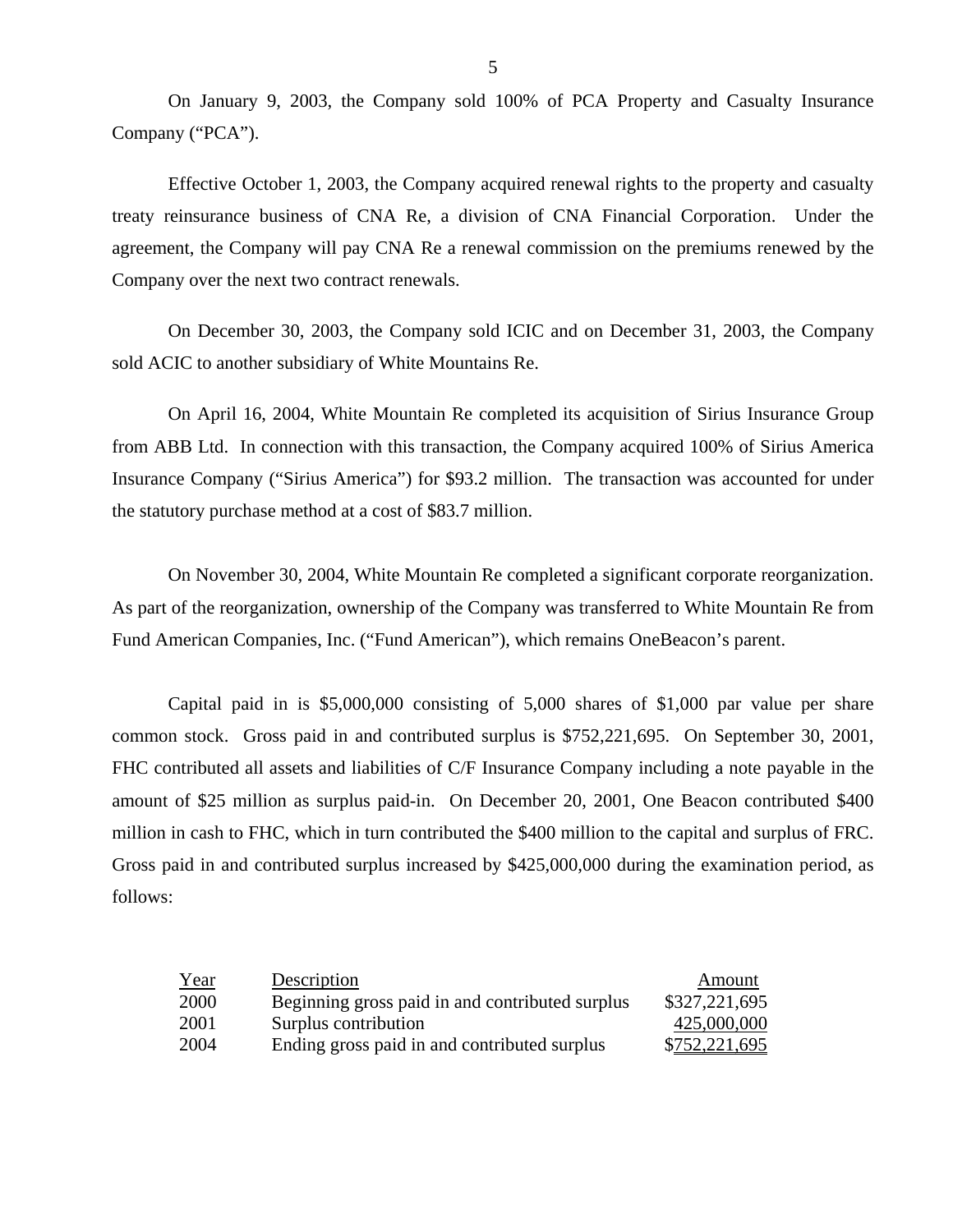On January 9, 2003, the Company sold 100% of PCA Property and Casualty Insurance Company ("PCA").

Effective October 1, 2003, the Company acquired renewal rights to the property and casualty treaty reinsurance business of CNA Re, a division of CNA Financial Corporation. Under the agreement, the Company will pay CNA Re a renewal commission on the premiums renewed by the Company over the next two contract renewals.

On December 30, 2003, the Company sold ICIC and on December 31, 2003, the Company sold ACIC to another subsidiary of White Mountains Re.

On April 16, 2004, White Mountain Re completed its acquisition of Sirius Insurance Group from ABB Ltd. In connection with this transaction, the Company acquired 100% of Sirius America Insurance Company ("Sirius America") for $93.2 million. The transaction was accounted for under the statutory purchase method at a cost of $83.7 million.

On November 30, 2004, White Mountain Re completed a significant corporate reorganization. As part of the reorganization, ownership of the Company was transferred to White Mountain Re from Fund American Companies, Inc. ("Fund American"), which remains OneBeacon's parent.

Capital paid in is $5,000,000 consisting of 5,000 shares of $1,000 par value per share common stock. Gross paid in and contributed surplus is $752,221,695. On September 30, 2001, FHC contributed all assets and liabilities of C/F Insurance Company including a note payable in the amount of $25 million as surplus paid-in. On December 20, 2001, One Beacon contributed $400 million in cash to FHC, which in turn contributed the $400 million to the capital and surplus of FRC. Gross paid in and contributed surplus increased by $425,000,000 during the examination period, as follows:

| Year | Description | Amount |
|---|---|---|
| 2000 | Beginning gross paid in and contributed surplus | $327,221,695 |
| 2001 | Surplus contribution | 425,000,000 |
| 2004 | Ending gross paid in and contributed surplus | $752,221,695 |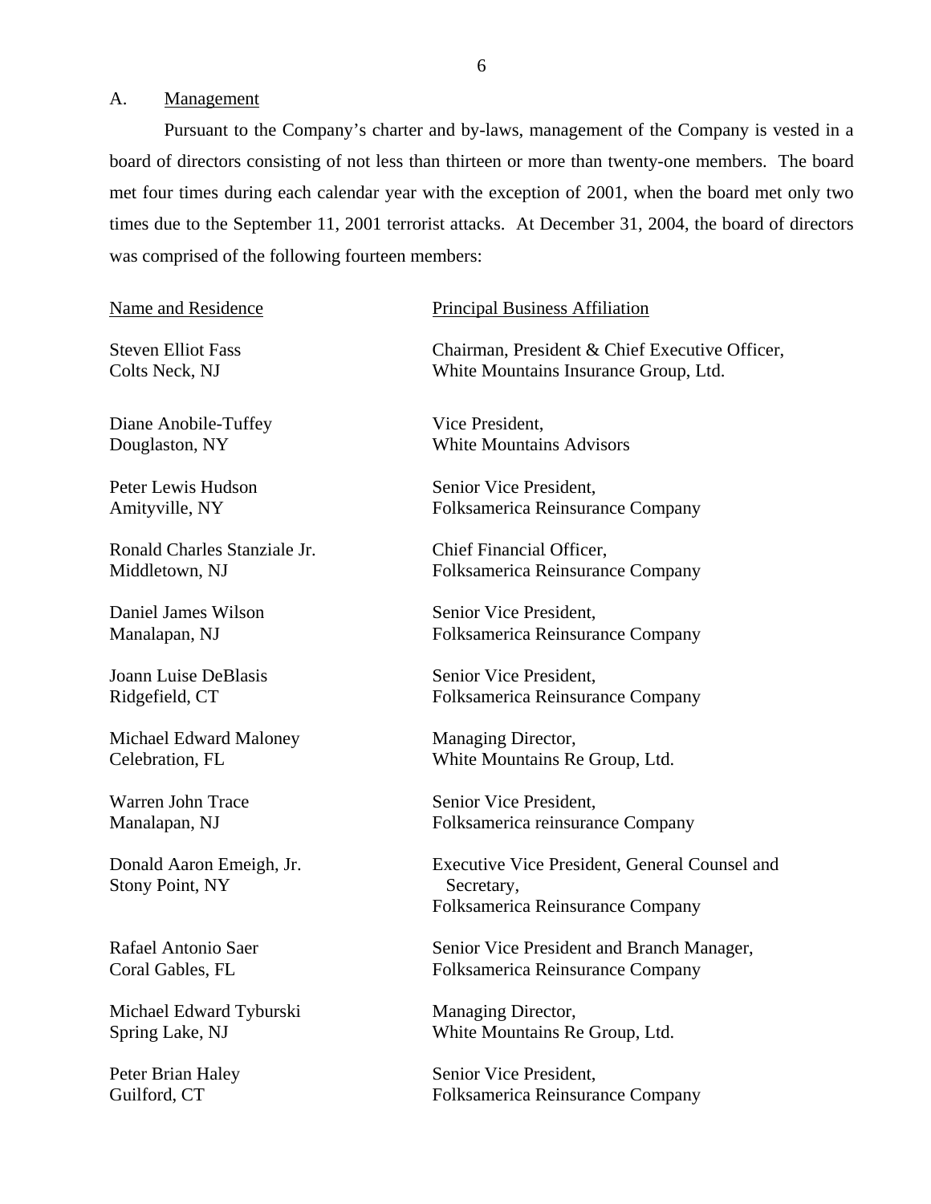## A. Management

Pursuant to the Company's charter and by-laws, management of the Company is vested in a board of directors consisting of not less than thirteen or more than twenty-one members. The board met four times during each calendar year with the exception of 2001, when the board met only two times due to the September 11, 2001 terrorist attacks. At December 31, 2004, the board of directors was comprised of the following fourteen members:

| Name and Residence | Principal Business Affiliation |
|---|---|
| Steven Elliot Fass<br>Colts Neck, NJ | Chairman, President & Chief Executive Officer,<br>White Mountains Insurance Group, Ltd. |
| Diane Anobile-Tuffey<br>Douglaston, NY | Vice President,<br>White Mountains Advisors |
| Peter Lewis Hudson<br>Amityville, NY | Senior Vice President,<br>Folksamerica Reinsurance Company |
| Ronald Charles Stanziale Jr.<br>Middletown, NJ | Chief Financial Officer,<br>Folksamerica Reinsurance Company |
| Daniel James Wilson<br>Manalapan, NJ | Senior Vice President,<br>Folksamerica Reinsurance Company |
| Joann Luise DeBlasis<br>Ridgefield, CT | Senior Vice President,<br>Folksamerica Reinsurance Company |
| Michael Edward Maloney<br>Celebration, FL | Managing Director,<br>White Mountains Re Group, Ltd. |
| Warren John Trace<br>Manalapan, NJ | Senior Vice President,<br>Folksamerica reinsurance Company |
| Donald Aaron Emeigh, Jr.<br>Stony Point, NY | Executive Vice President, General Counsel and Secretary,<br>Folksamerica Reinsurance Company |
| Rafael Antonio Saer<br>Coral Gables, FL | Senior Vice President and Branch Manager,<br>Folksamerica Reinsurance Company |
| Michael Edward Tyburski<br>Spring Lake, NJ | Managing Director,<br>White Mountains Re Group, Ltd. |
| Peter Brian Haley<br>Guilford, CT | Senior Vice President,<br>Folksamerica Reinsurance Company |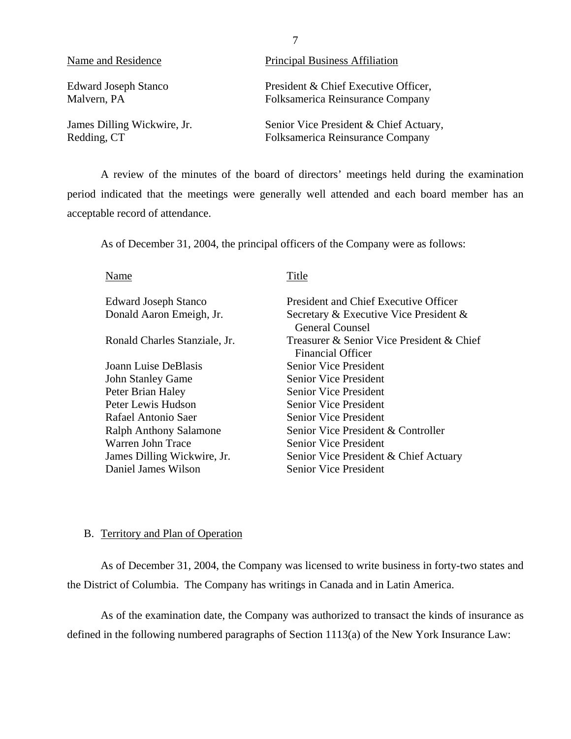| Name and Residence | Principal Business Affiliation |
|---|---|
| Edward Joseph Stanco<br>Malvern, PA | President & Chief Executive Officer,<br>Folksamerica Reinsurance Company |
| James Dilling Wickwire, Jr.<br>Redding, CT | Senior Vice President & Chief Actuary,<br>Folksamerica Reinsurance Company |

A review of the minutes of the board of directors' meetings held during the examination period indicated that the meetings were generally well attended and each board member has an acceptable record of attendance.

As of December 31, 2004, the principal officers of the Company were as follows:

| Name | Title |
|---|---|
| Edward Joseph Stanco | President and Chief Executive Officer |
| Donald Aaron Emeigh, Jr. | Secretary & Executive Vice President & General Counsel |
| Ronald Charles Stanziale, Jr. | Treasurer & Senior Vice President & Chief Financial Officer |
| Joann Luise DeBlasis | Senior Vice President |
| John Stanley Game | Senior Vice President |
| Peter Brian Haley | Senior Vice President |
| Peter Lewis Hudson | Senior Vice President |
| Rafael Antonio Saer | Senior Vice President |
| Ralph Anthony Salamone | Senior Vice President & Controller |
| Warren John Trace | Senior Vice President |
| James Dilling Wickwire, Jr. | Senior Vice President & Chief Actuary |
| Daniel James Wilson | Senior Vice President |

## B. Territory and Plan of Operation

As of December 31, 2004, the Company was licensed to write business in forty-two states and the District of Columbia. The Company has writings in Canada and in Latin America.

As of the examination date, the Company was authorized to transact the kinds of insurance as defined in the following numbered paragraphs of Section 1113(a) of the New York Insurance Law: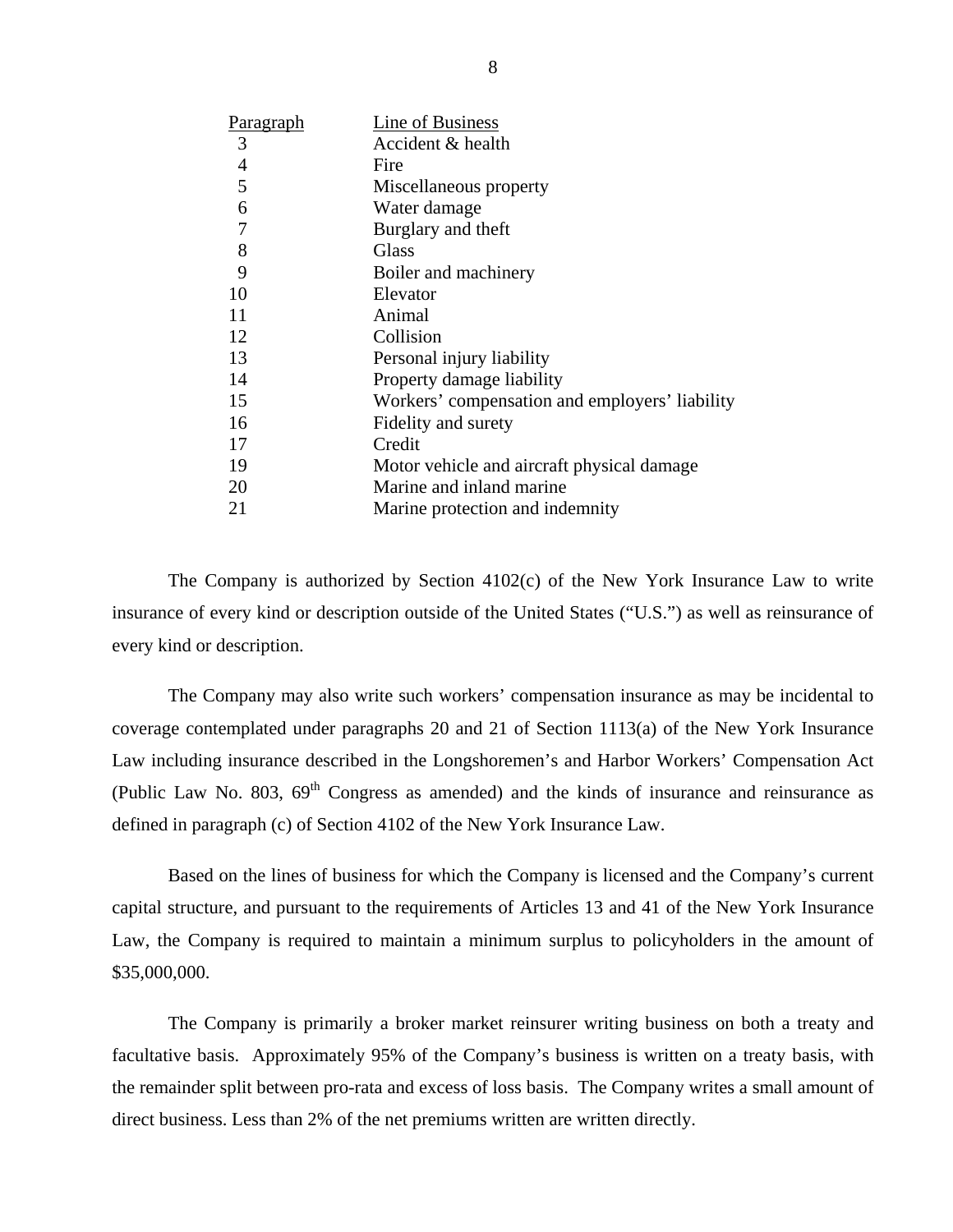| Paragraph | Line of Business |
|---|---|
| 3 | Accident & health |
| 4 | Fire |
| 5 | Miscellaneous property |
| 6 | Water damage |
| 7 | Burglary and theft |
| 8 | Glass |
| 9 | Boiler and machinery |
| 10 | Elevator |
| 11 | Animal |
| 12 | Collision |
| 13 | Personal injury liability |
| 14 | Property damage liability |
| 15 | Workers' compensation and employers' liability |
| 16 | Fidelity and surety |
| 17 | Credit |
| 19 | Motor vehicle and aircraft physical damage |
| 20 | Marine and inland marine |
| 21 | Marine protection and indemnity |

The Company is authorized by Section 4102(c) of the New York Insurance Law to write insurance of every kind or description outside of the United States ("U.S.") as well as reinsurance of every kind or description.

The Company may also write such workers' compensation insurance as may be incidental to coverage contemplated under paragraphs 20 and 21 of Section 1113(a) of the New York Insurance Law including insurance described in the Longshoremen's and Harbor Workers' Compensation Act (Public Law No. 803, 69th Congress as amended) and the kinds of insurance and reinsurance as defined in paragraph (c) of Section 4102 of the New York Insurance Law.

Based on the lines of business for which the Company is licensed and the Company's current capital structure, and pursuant to the requirements of Articles 13 and 41 of the New York Insurance Law, the Company is required to maintain a minimum surplus to policyholders in the amount of $35,000,000.

The Company is primarily a broker market reinsurer writing business on both a treaty and facultative basis. Approximately 95% of the Company's business is written on a treaty basis, with the remainder split between pro-rata and excess of loss basis. The Company writes a small amount of direct business. Less than 2% of the net premiums written are written directly.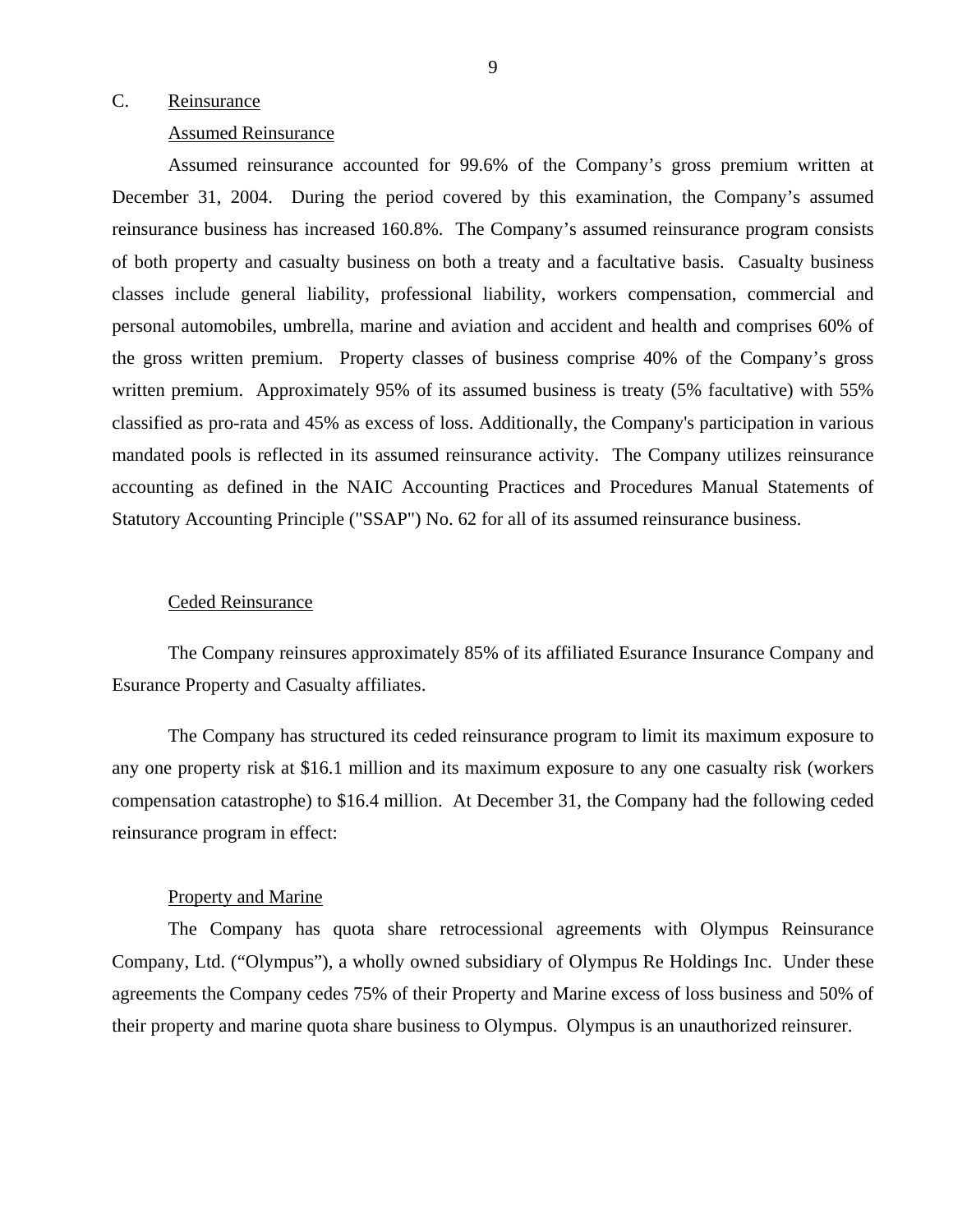## C. Reinsurance

### Assumed Reinsurance

Assumed reinsurance accounted for 99.6% of the Company's gross premium written at December 31, 2004. During the period covered by this examination, the Company's assumed reinsurance business has increased 160.8%. The Company's assumed reinsurance program consists of both property and casualty business on both a treaty and a facultative basis. Casualty business classes include general liability, professional liability, workers compensation, commercial and personal automobiles, umbrella, marine and aviation and accident and health and comprises 60% of the gross written premium. Property classes of business comprise 40% of the Company's gross written premium. Approximately 95% of its assumed business is treaty (5% facultative) with 55% classified as pro-rata and 45% as excess of loss. Additionally, the Company's participation in various mandated pools is reflected in its assumed reinsurance activity. The Company utilizes reinsurance accounting as defined in the NAIC Accounting Practices and Procedures Manual Statements of Statutory Accounting Principle ("SSAP") No. 62 for all of its assumed reinsurance business.

### Ceded Reinsurance

The Company reinsures approximately 85% of its affiliated Esurance Insurance Company and Esurance Property and Casualty affiliates.

The Company has structured its ceded reinsurance program to limit its maximum exposure to any one property risk at $16.1 million and its maximum exposure to any one casualty risk (workers compensation catastrophe) to $16.4 million. At December 31, the Company had the following ceded reinsurance program in effect:

### Property and Marine

The Company has quota share retrocessional agreements with Olympus Reinsurance Company, Ltd. ("Olympus"), a wholly owned subsidiary of Olympus Re Holdings Inc. Under these agreements the Company cedes 75% of their Property and Marine excess of loss business and 50% of their property and marine quota share business to Olympus. Olympus is an unauthorized reinsurer.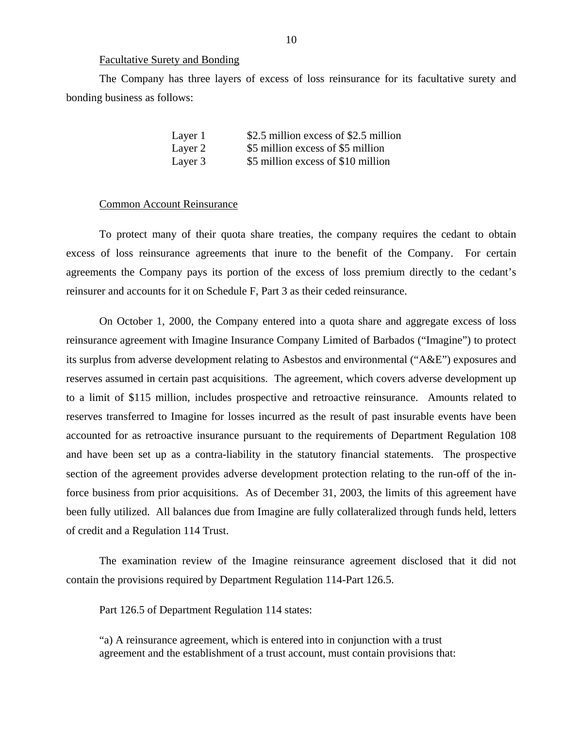Facultative Surety and Bonding

The Company has three layers of excess of loss reinsurance for its facultative surety and bonding business as follows:

| | |
|---|---|
| Layer 1 | $2.5 million excess of $2.5 million |
| Layer 2 | $5 million excess of $5 million |
| Layer 3 | $5 million excess of $10 million |

Common Account Reinsurance

To protect many of their quota share treaties, the company requires the cedant to obtain excess of loss reinsurance agreements that inure to the benefit of the Company. For certain agreements the Company pays its portion of the excess of loss premium directly to the cedant's reinsurer and accounts for it on Schedule F, Part 3 as their ceded reinsurance.

On October 1, 2000, the Company entered into a quota share and aggregate excess of loss reinsurance agreement with Imagine Insurance Company Limited of Barbados ("Imagine") to protect its surplus from adverse development relating to Asbestos and environmental ("A&E") exposures and reserves assumed in certain past acquisitions. The agreement, which covers adverse development up to a limit of $115 million, includes prospective and retroactive reinsurance. Amounts related to reserves transferred to Imagine for losses incurred as the result of past insurable events have been accounted for as retroactive insurance pursuant to the requirements of Department Regulation 108 and have been set up as a contra-liability in the statutory financial statements. The prospective section of the agreement provides adverse development protection relating to the run-off of the in-force business from prior acquisitions. As of December 31, 2003, the limits of this agreement have been fully utilized. All balances due from Imagine are fully collateralized through funds held, letters of credit and a Regulation 114 Trust.

The examination review of the Imagine reinsurance agreement disclosed that it did not contain the provisions required by Department Regulation 114-Part 126.5.

Part 126.5 of Department Regulation 114 states:

"a) A reinsurance agreement, which is entered into in conjunction with a trust agreement and the establishment of a trust account, must contain provisions that: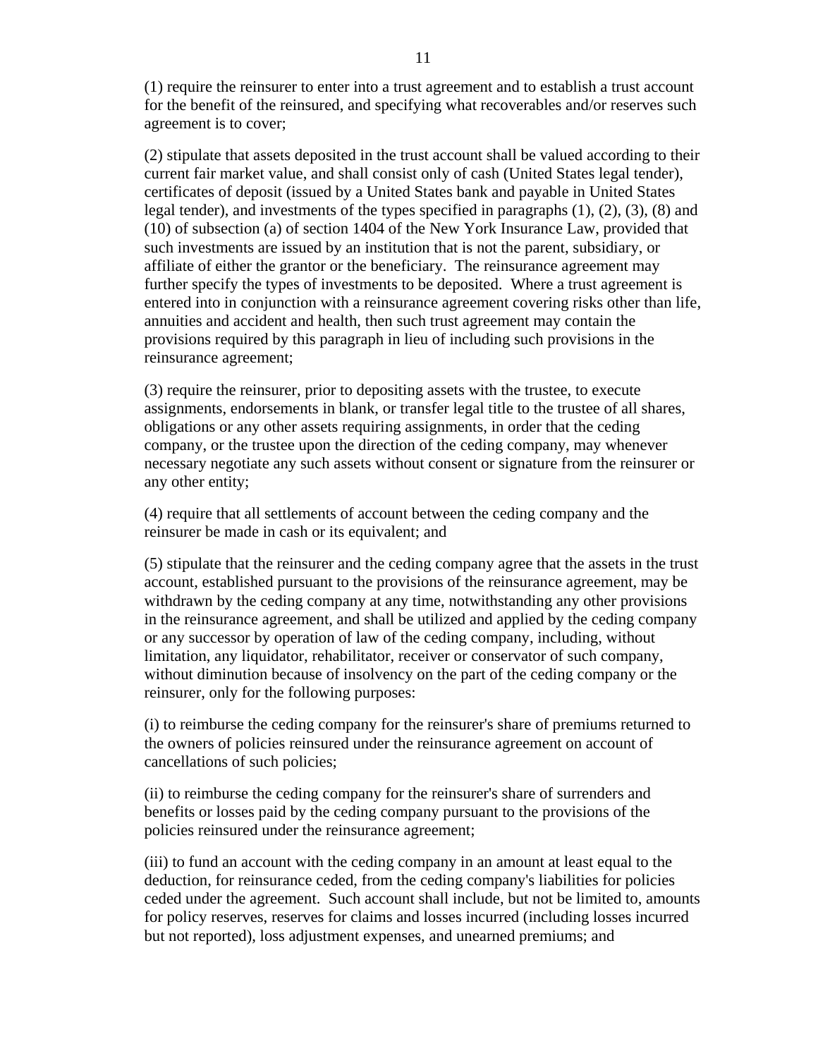(1) require the reinsurer to enter into a trust agreement and to establish a trust account for the benefit of the reinsured, and specifying what recoverables and/or reserves such agreement is to cover;

(2) stipulate that assets deposited in the trust account shall be valued according to their current fair market value, and shall consist only of cash (United States legal tender), certificates of deposit (issued by a United States bank and payable in United States legal tender), and investments of the types specified in paragraphs (1), (2), (3), (8) and (10) of subsection (a) of section 1404 of the New York Insurance Law, provided that such investments are issued by an institution that is not the parent, subsidiary, or affiliate of either the grantor or the beneficiary. The reinsurance agreement may further specify the types of investments to be deposited. Where a trust agreement is entered into in conjunction with a reinsurance agreement covering risks other than life, annuities and accident and health, then such trust agreement may contain the provisions required by this paragraph in lieu of including such provisions in the reinsurance agreement;

(3) require the reinsurer, prior to depositing assets with the trustee, to execute assignments, endorsements in blank, or transfer legal title to the trustee of all shares, obligations or any other assets requiring assignments, in order that the ceding company, or the trustee upon the direction of the ceding company, may whenever necessary negotiate any such assets without consent or signature from the reinsurer or any other entity;

(4) require that all settlements of account between the ceding company and the reinsurer be made in cash or its equivalent; and

(5) stipulate that the reinsurer and the ceding company agree that the assets in the trust account, established pursuant to the provisions of the reinsurance agreement, may be withdrawn by the ceding company at any time, notwithstanding any other provisions in the reinsurance agreement, and shall be utilized and applied by the ceding company or any successor by operation of law of the ceding company, including, without limitation, any liquidator, rehabilitator, receiver or conservator of such company, without diminution because of insolvency on the part of the ceding company or the reinsurer, only for the following purposes:

(i) to reimburse the ceding company for the reinsurer's share of premiums returned to the owners of policies reinsured under the reinsurance agreement on account of cancellations of such policies;

(ii) to reimburse the ceding company for the reinsurer's share of surrenders and benefits or losses paid by the ceding company pursuant to the provisions of the policies reinsured under the reinsurance agreement;

(iii) to fund an account with the ceding company in an amount at least equal to the deduction, for reinsurance ceded, from the ceding company's liabilities for policies ceded under the agreement. Such account shall include, but not be limited to, amounts for policy reserves, reserves for claims and losses incurred (including losses incurred but not reported), loss adjustment expenses, and unearned premiums; and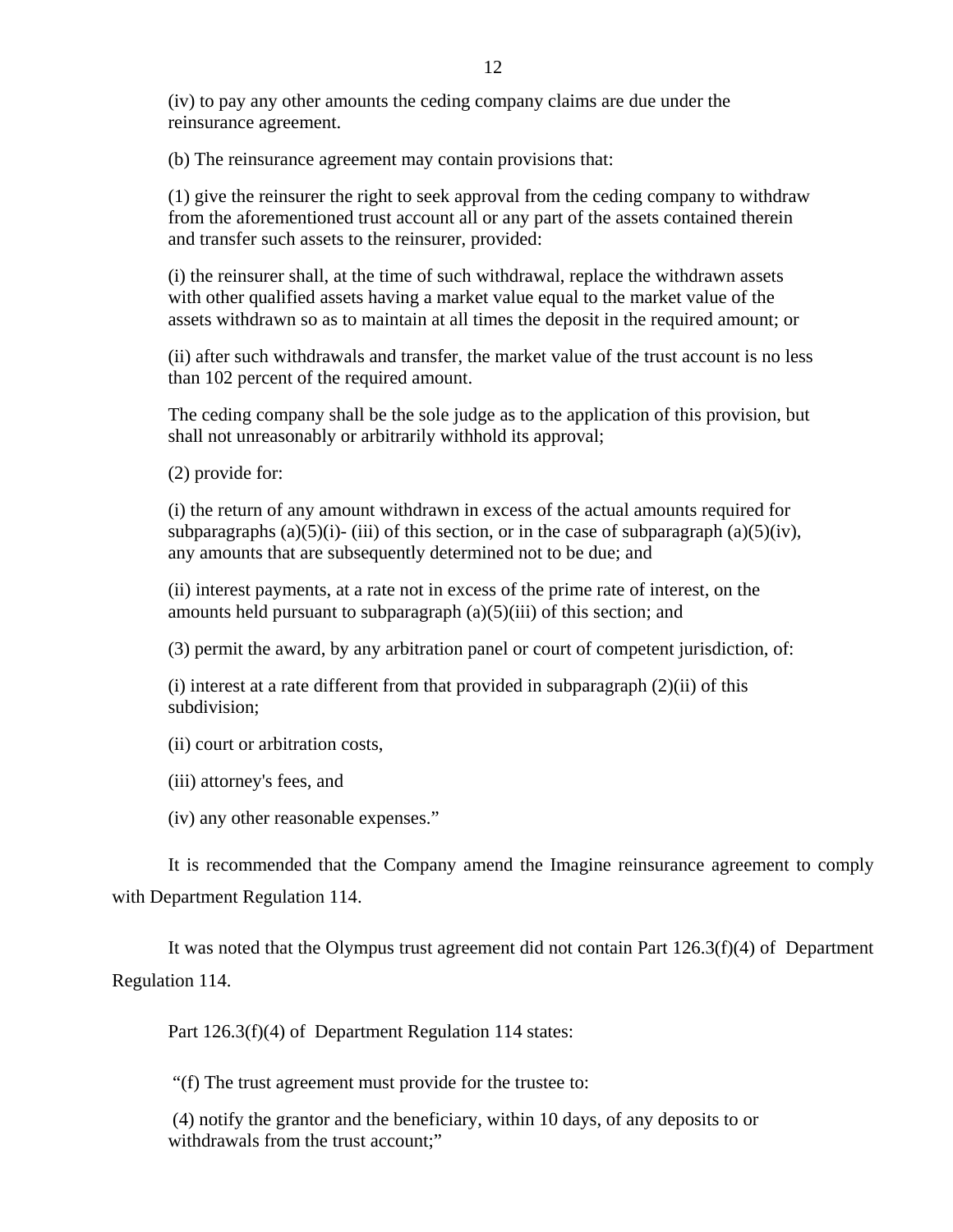(iv) to pay any other amounts the ceding company claims are due under the reinsurance agreement.

(b) The reinsurance agreement may contain provisions that:

(1) give the reinsurer the right to seek approval from the ceding company to withdraw from the aforementioned trust account all or any part of the assets contained therein and transfer such assets to the reinsurer, provided:

(i) the reinsurer shall, at the time of such withdrawal, replace the withdrawn assets with other qualified assets having a market value equal to the market value of the assets withdrawn so as to maintain at all times the deposit in the required amount; or

(ii) after such withdrawals and transfer, the market value of the trust account is no less than 102 percent of the required amount.

The ceding company shall be the sole judge as to the application of this provision, but shall not unreasonably or arbitrarily withhold its approval;

(2) provide for:

(i) the return of any amount withdrawn in excess of the actual amounts required for subparagraphs (a)(5)(i)- (iii) of this section, or in the case of subparagraph (a)(5)(iv), any amounts that are subsequently determined not to be due; and

(ii) interest payments, at a rate not in excess of the prime rate of interest, on the amounts held pursuant to subparagraph (a)(5)(iii) of this section; and

(3) permit the award, by any arbitration panel or court of competent jurisdiction, of:

(i) interest at a rate different from that provided in subparagraph (2)(ii) of this subdivision;

(ii) court or arbitration costs,

(iii) attorney's fees, and

(iv) any other reasonable expenses."

It is recommended that the Company amend the Imagine reinsurance agreement to comply with Department Regulation 114.

It was noted that the Olympus trust agreement did not contain Part 126.3(f)(4) of Department Regulation 114.

Part 126.3(f)(4) of Department Regulation 114 states:

"(f) The trust agreement must provide for the trustee to:

(4) notify the grantor and the beneficiary, within 10 days, of any deposits to or withdrawals from the trust account;"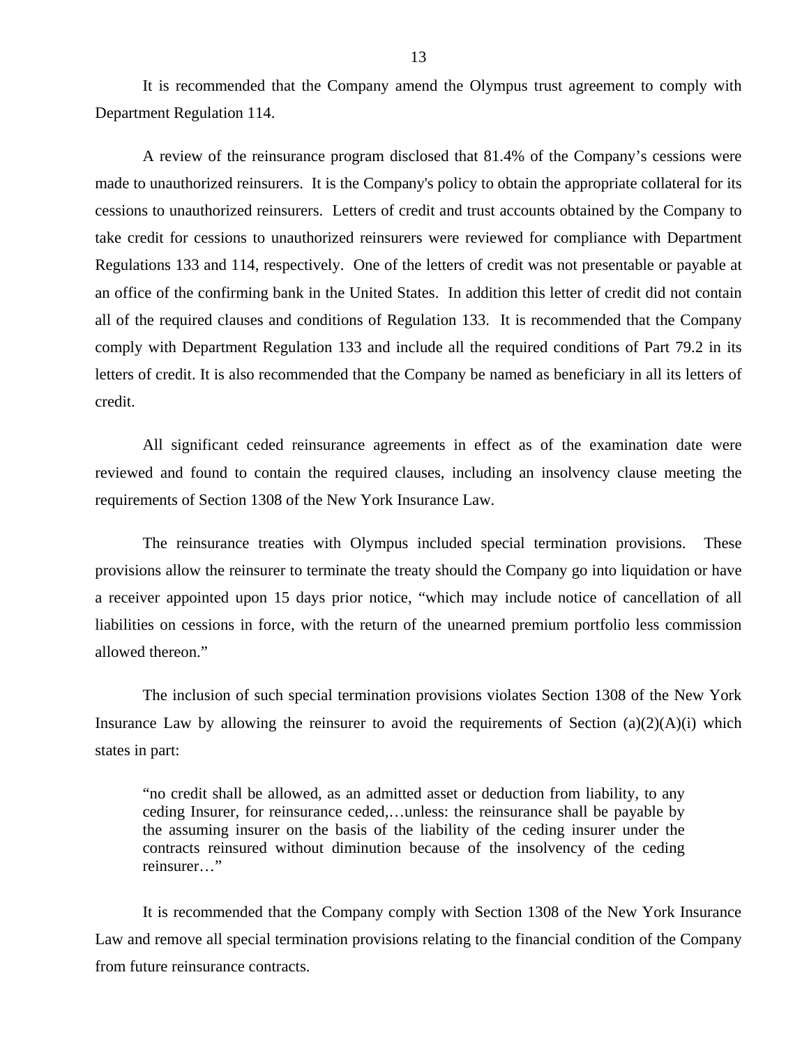It is recommended that the Company amend the Olympus trust agreement to comply with Department Regulation 114.

A review of the reinsurance program disclosed that 81.4% of the Company's cessions were made to unauthorized reinsurers. It is the Company's policy to obtain the appropriate collateral for its cessions to unauthorized reinsurers. Letters of credit and trust accounts obtained by the Company to take credit for cessions to unauthorized reinsurers were reviewed for compliance with Department Regulations 133 and 114, respectively. One of the letters of credit was not presentable or payable at an office of the confirming bank in the United States. In addition this letter of credit did not contain all of the required clauses and conditions of Regulation 133. It is recommended that the Company comply with Department Regulation 133 and include all the required conditions of Part 79.2 in its letters of credit. It is also recommended that the Company be named as beneficiary in all its letters of credit.

All significant ceded reinsurance agreements in effect as of the examination date were reviewed and found to contain the required clauses, including an insolvency clause meeting the requirements of Section 1308 of the New York Insurance Law.

The reinsurance treaties with Olympus included special termination provisions. These provisions allow the reinsurer to terminate the treaty should the Company go into liquidation or have a receiver appointed upon 15 days prior notice, "which may include notice of cancellation of all liabilities on cessions in force, with the return of the unearned premium portfolio less commission allowed thereon."

The inclusion of such special termination provisions violates Section 1308 of the New York Insurance Law by allowing the reinsurer to avoid the requirements of Section (a)(2)(A)(i) which states in part:

> "no credit shall be allowed, as an admitted asset or deduction from liability, to any ceding Insurer, for reinsurance ceded,…unless: the reinsurance shall be payable by the assuming insurer on the basis of the liability of the ceding insurer under the contracts reinsured without diminution because of the insolvency of the ceding reinsurer…"

It is recommended that the Company comply with Section 1308 of the New York Insurance Law and remove all special termination provisions relating to the financial condition of the Company from future reinsurance contracts.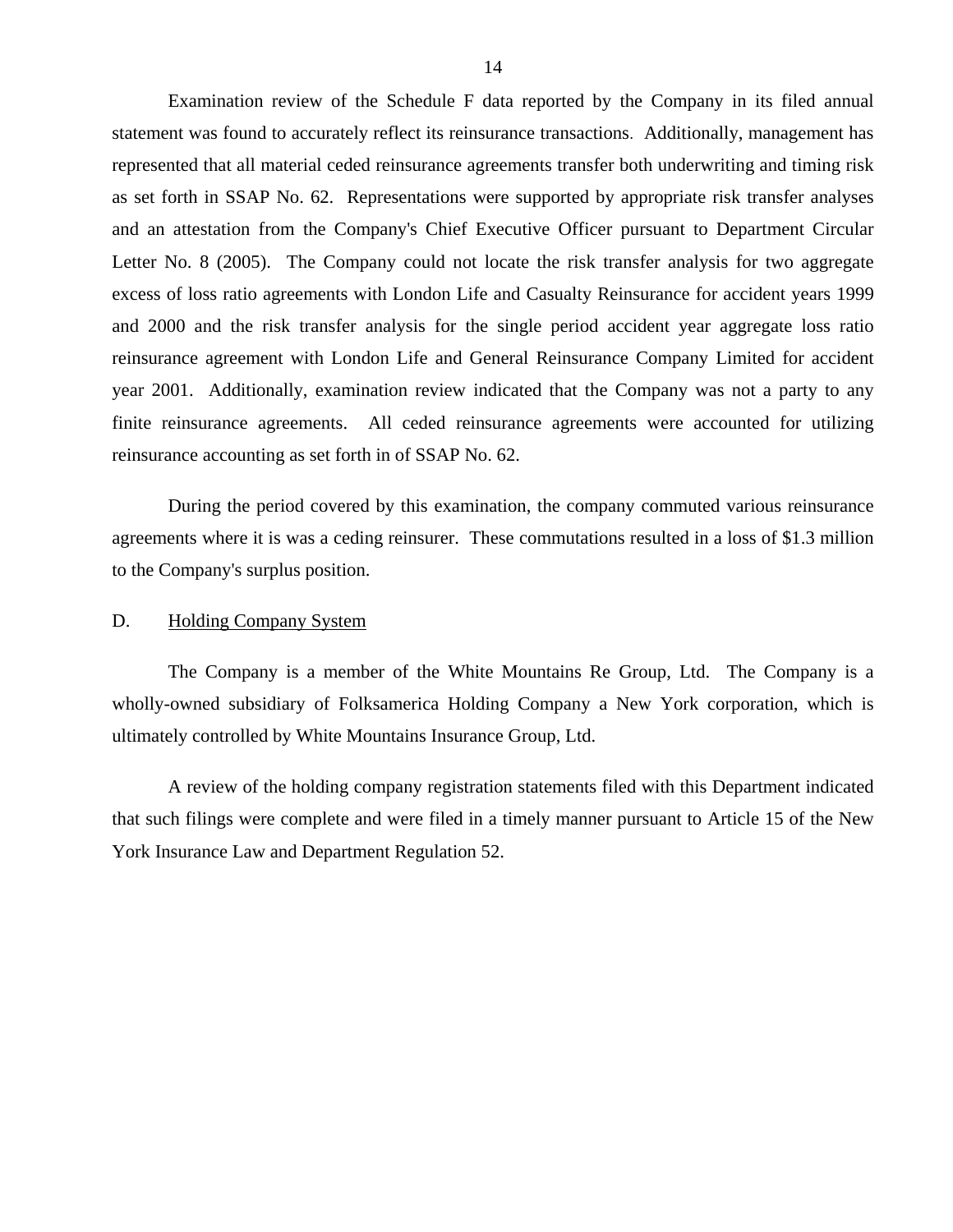Examination review of the Schedule F data reported by the Company in its filed annual statement was found to accurately reflect its reinsurance transactions. Additionally, management has represented that all material ceded reinsurance agreements transfer both underwriting and timing risk as set forth in SSAP No. 62. Representations were supported by appropriate risk transfer analyses and an attestation from the Company's Chief Executive Officer pursuant to Department Circular Letter No. 8 (2005). The Company could not locate the risk transfer analysis for two aggregate excess of loss ratio agreements with London Life and Casualty Reinsurance for accident years 1999 and 2000 and the risk transfer analysis for the single period accident year aggregate loss ratio reinsurance agreement with London Life and General Reinsurance Company Limited for accident year 2001. Additionally, examination review indicated that the Company was not a party to any finite reinsurance agreements. All ceded reinsurance agreements were accounted for utilizing reinsurance accounting as set forth in of SSAP No. 62.

During the period covered by this examination, the company commuted various reinsurance agreements where it is was a ceding reinsurer. These commutations resulted in a loss of $1.3 million to the Company's surplus position.

## D. Holding Company System

The Company is a member of the White Mountains Re Group, Ltd. The Company is a wholly-owned subsidiary of Folksamerica Holding Company a New York corporation, which is ultimately controlled by White Mountains Insurance Group, Ltd.

A review of the holding company registration statements filed with this Department indicated that such filings were complete and were filed in a timely manner pursuant to Article 15 of the New York Insurance Law and Department Regulation 52.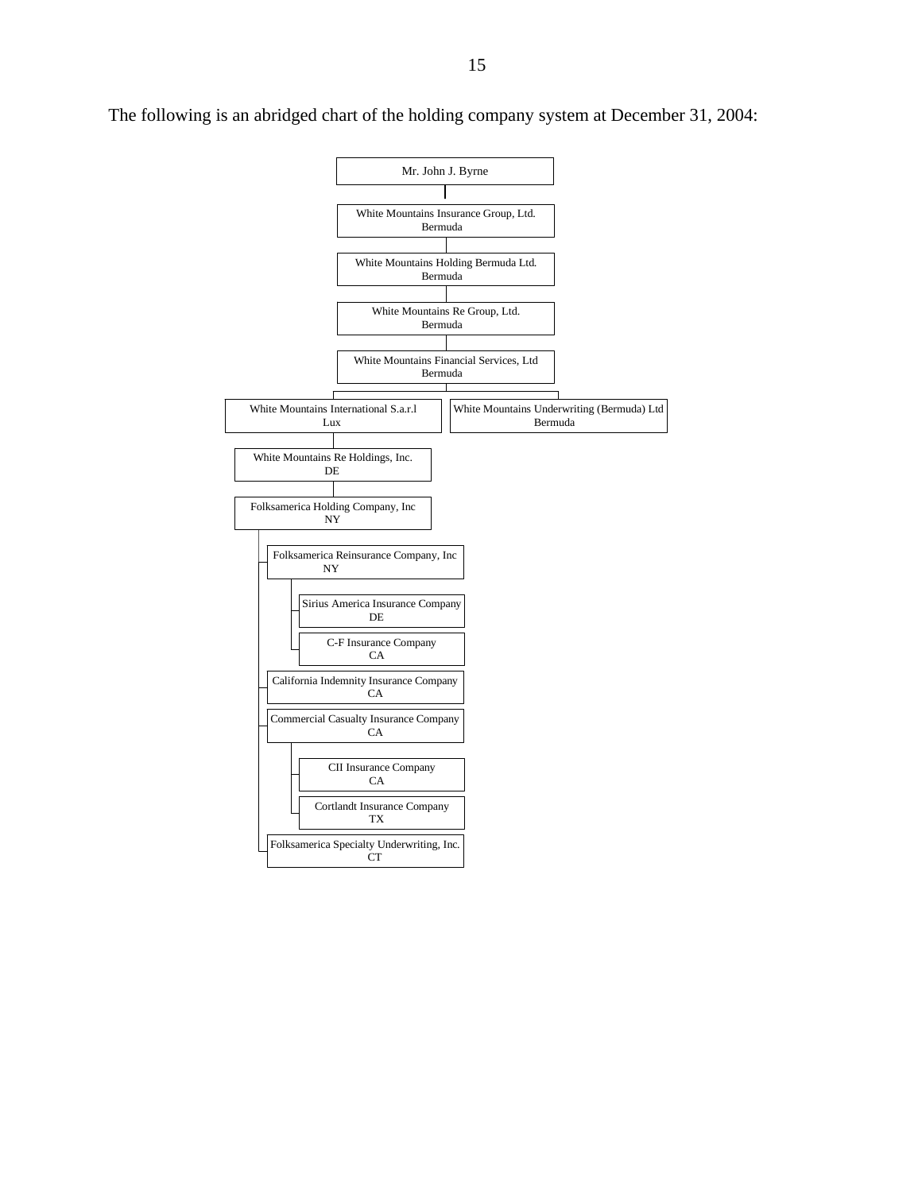The following is an abridged chart of the holding company system at December 31, 2004:

- Mr. John J. Byrne
  - White Mountains Insurance Group, Ltd. Bermuda
    - White Mountains Holding Bermuda Ltd. Bermuda
      - White Mountains Re Group, Ltd. Bermuda
        - White Mountains Financial Services, Ltd Bermuda
          - White Mountains International S.a.r.l Lux
            - White Mountains Re Holdings, Inc. DE
              - Folksamerica Holding Company, Inc NY
                - Folksamerica Reinsurance Company, Inc NY
                  - Sirius America Insurance Company DE
                  - C-F Insurance Company CA
                - California Indemnity Insurance Company CA
                - Commercial Casualty Insurance Company CA
                  - CII Insurance Company CA
                  - Cortlandt Insurance Company TX
                - Folksamerica Specialty Underwriting, Inc. CT
          - White Mountains Underwriting (Bermuda) Ltd Bermuda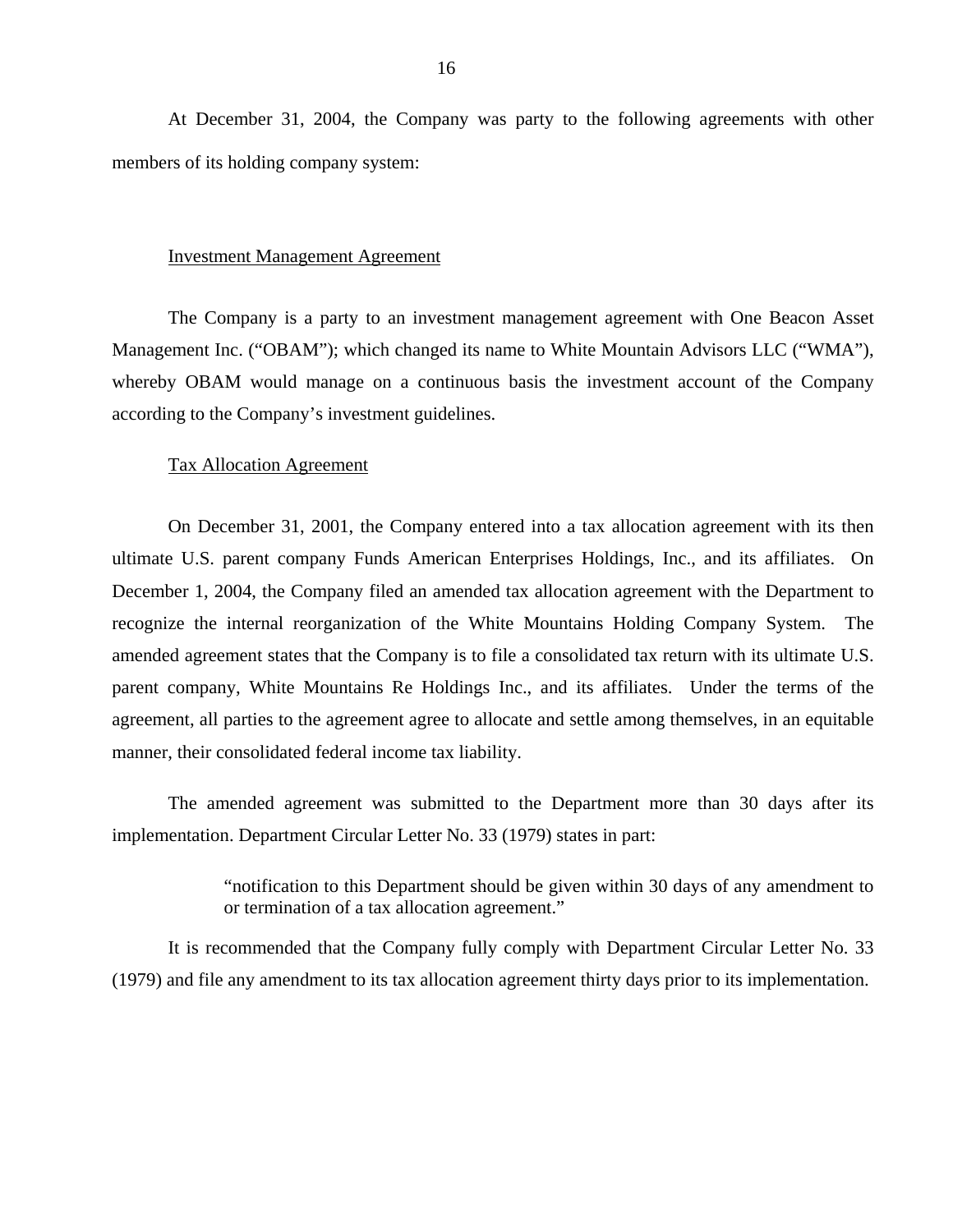At December 31, 2004, the Company was party to the following agreements with other members of its holding company system:

Investment Management Agreement

The Company is a party to an investment management agreement with One Beacon Asset Management Inc. ("OBAM"); which changed its name to White Mountain Advisors LLC ("WMA"), whereby OBAM would manage on a continuous basis the investment account of the Company according to the Company's investment guidelines.

Tax Allocation Agreement

On December 31, 2001, the Company entered into a tax allocation agreement with its then ultimate U.S. parent company Funds American Enterprises Holdings, Inc., and its affiliates. On December 1, 2004, the Company filed an amended tax allocation agreement with the Department to recognize the internal reorganization of the White Mountains Holding Company System. The amended agreement states that the Company is to file a consolidated tax return with its ultimate U.S. parent company, White Mountains Re Holdings Inc., and its affiliates. Under the terms of the agreement, all parties to the agreement agree to allocate and settle among themselves, in an equitable manner, their consolidated federal income tax liability.

The amended agreement was submitted to the Department more than 30 days after its implementation. Department Circular Letter No. 33 (1979) states in part:

> "notification to this Department should be given within 30 days of any amendment to or termination of a tax allocation agreement."

It is recommended that the Company fully comply with Department Circular Letter No. 33 (1979) and file any amendment to its tax allocation agreement thirty days prior to its implementation.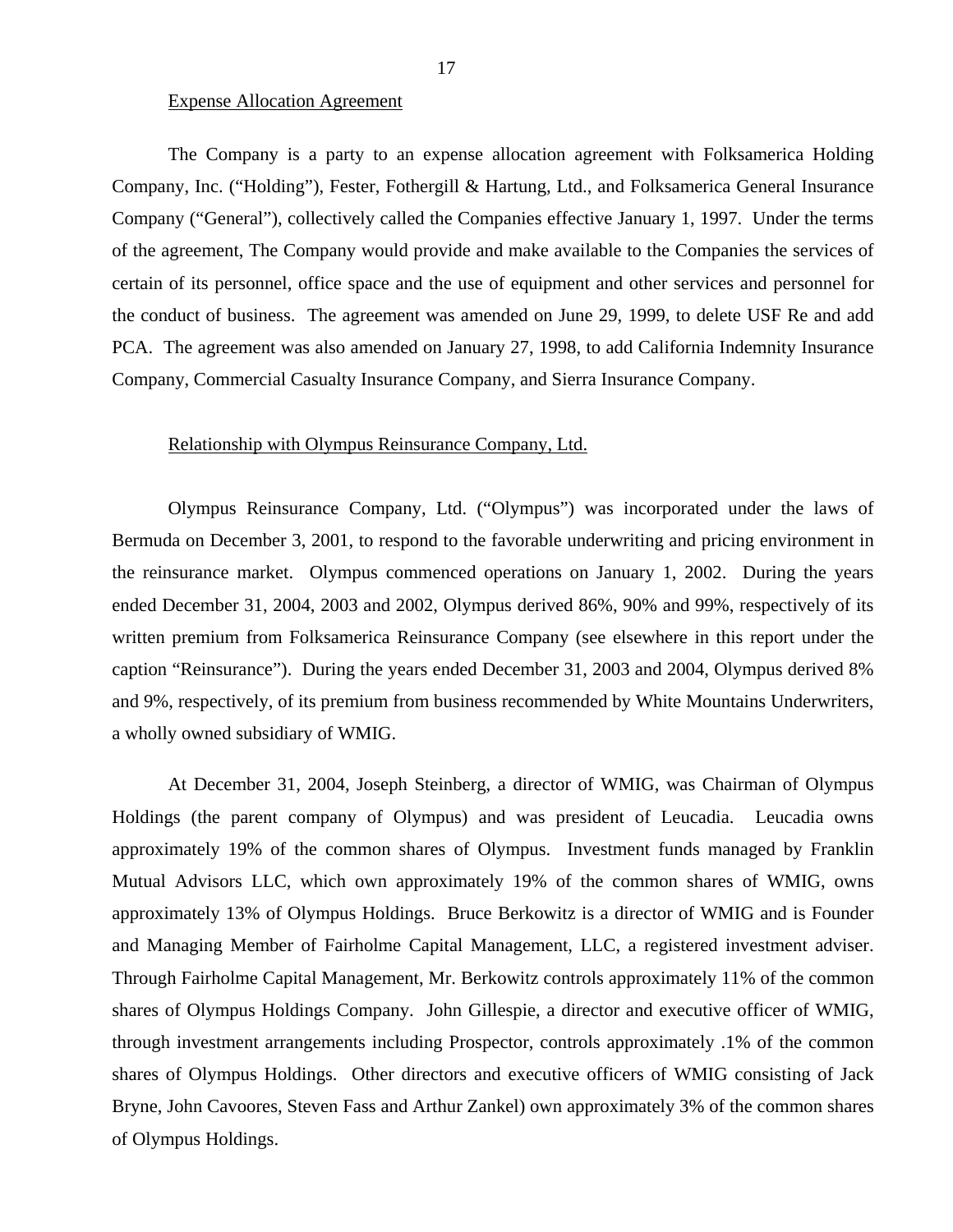Expense Allocation Agreement

The Company is a party to an expense allocation agreement with Folksamerica Holding Company, Inc. ("Holding"), Fester, Fothergill & Hartung, Ltd., and Folksamerica General Insurance Company ("General"), collectively called the Companies effective January 1, 1997. Under the terms of the agreement, The Company would provide and make available to the Companies the services of certain of its personnel, office space and the use of equipment and other services and personnel for the conduct of business. The agreement was amended on June 29, 1999, to delete USF Re and add PCA. The agreement was also amended on January 27, 1998, to add California Indemnity Insurance Company, Commercial Casualty Insurance Company, and Sierra Insurance Company.

Relationship with Olympus Reinsurance Company, Ltd.

Olympus Reinsurance Company, Ltd. ("Olympus") was incorporated under the laws of Bermuda on December 3, 2001, to respond to the favorable underwriting and pricing environment in the reinsurance market. Olympus commenced operations on January 1, 2002. During the years ended December 31, 2004, 2003 and 2002, Olympus derived 86%, 90% and 99%, respectively of its written premium from Folksamerica Reinsurance Company (see elsewhere in this report under the caption "Reinsurance"). During the years ended December 31, 2003 and 2004, Olympus derived 8% and 9%, respectively, of its premium from business recommended by White Mountains Underwriters, a wholly owned subsidiary of WMIG.

At December 31, 2004, Joseph Steinberg, a director of WMIG, was Chairman of Olympus Holdings (the parent company of Olympus) and was president of Leucadia. Leucadia owns approximately 19% of the common shares of Olympus. Investment funds managed by Franklin Mutual Advisors LLC, which own approximately 19% of the common shares of WMIG, owns approximately 13% of Olympus Holdings. Bruce Berkowitz is a director of WMIG and is Founder and Managing Member of Fairholme Capital Management, LLC, a registered investment adviser. Through Fairholme Capital Management, Mr. Berkowitz controls approximately 11% of the common shares of Olympus Holdings Company. John Gillespie, a director and executive officer of WMIG, through investment arrangements including Prospector, controls approximately .1% of the common shares of Olympus Holdings. Other directors and executive officers of WMIG consisting of Jack Bryne, John Cavoores, Steven Fass and Arthur Zankel) own approximately 3% of the common shares of Olympus Holdings.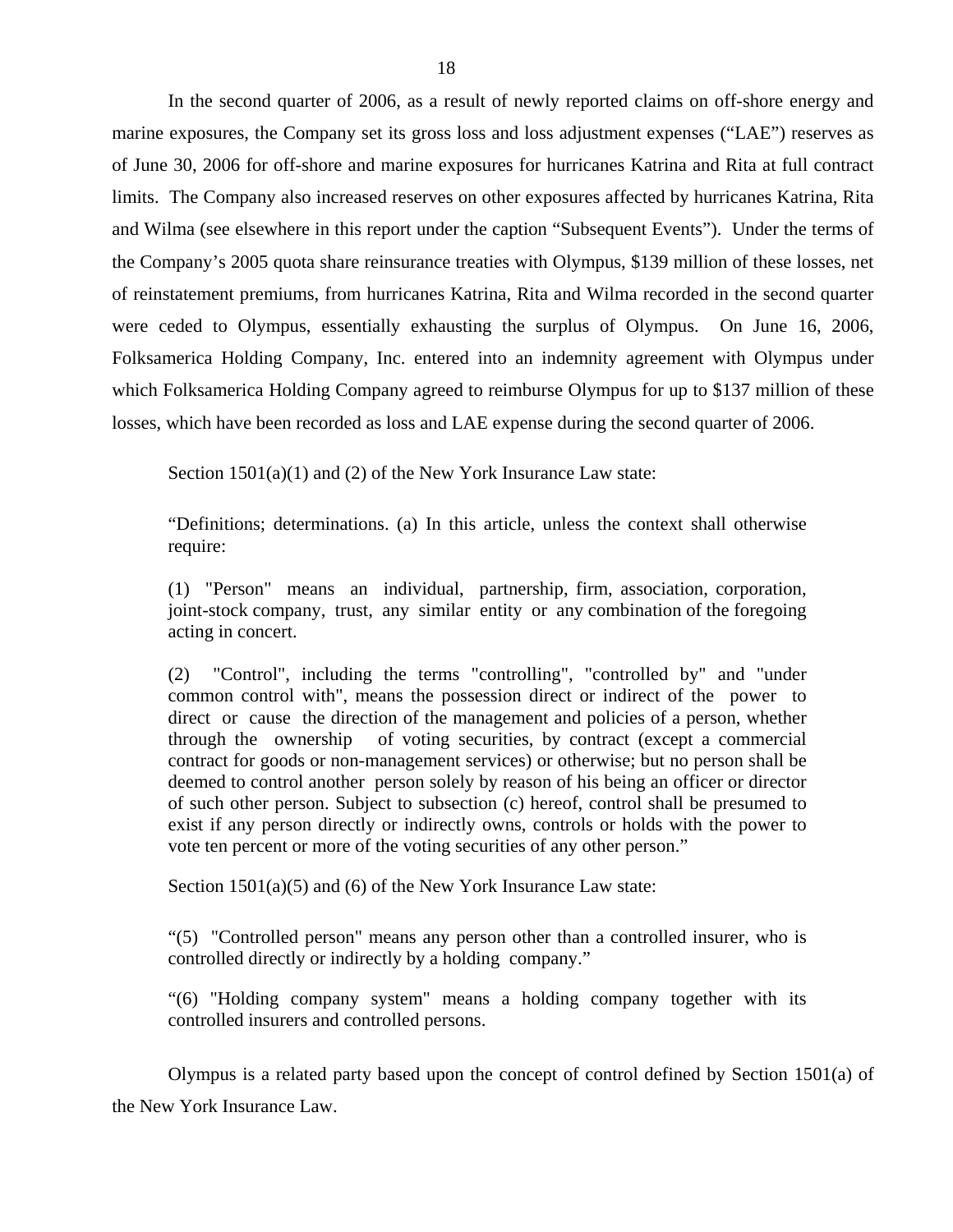In the second quarter of 2006, as a result of newly reported claims on off-shore energy and marine exposures, the Company set its gross loss and loss adjustment expenses ("LAE") reserves as of June 30, 2006 for off-shore and marine exposures for hurricanes Katrina and Rita at full contract limits. The Company also increased reserves on other exposures affected by hurricanes Katrina, Rita and Wilma (see elsewhere in this report under the caption "Subsequent Events"). Under the terms of the Company's 2005 quota share reinsurance treaties with Olympus, $139 million of these losses, net of reinstatement premiums, from hurricanes Katrina, Rita and Wilma recorded in the second quarter were ceded to Olympus, essentially exhausting the surplus of Olympus. On June 16, 2006, Folksamerica Holding Company, Inc. entered into an indemnity agreement with Olympus under which Folksamerica Holding Company agreed to reimburse Olympus for up to $137 million of these losses, which have been recorded as loss and LAE expense during the second quarter of 2006.

Section 1501(a)(1) and (2) of the New York Insurance Law state:

> "Definitions; determinations. (a) In this article, unless the context shall otherwise require:
>
> (1) "Person" means an individual, partnership, firm, association, corporation, joint-stock company, trust, any similar entity or any combination of the foregoing acting in concert.
>
> (2) "Control", including the terms "controlling", "controlled by" and "under common control with", means the possession direct or indirect of the power to direct or cause the direction of the management and policies of a person, whether through the ownership of voting securities, by contract (except a commercial contract for goods or non-management services) or otherwise; but no person shall be deemed to control another person solely by reason of his being an officer or director of such other person. Subject to subsection (c) hereof, control shall be presumed to exist if any person directly or indirectly owns, controls or holds with the power to vote ten percent or more of the voting securities of any other person."

Section 1501(a)(5) and (6) of the New York Insurance Law state:

> "(5) "Controlled person" means any person other than a controlled insurer, who is controlled directly or indirectly by a holding company."
>
> "(6) "Holding company system" means a holding company together with its controlled insurers and controlled persons.

Olympus is a related party based upon the concept of control defined by Section 1501(a) of the New York Insurance Law.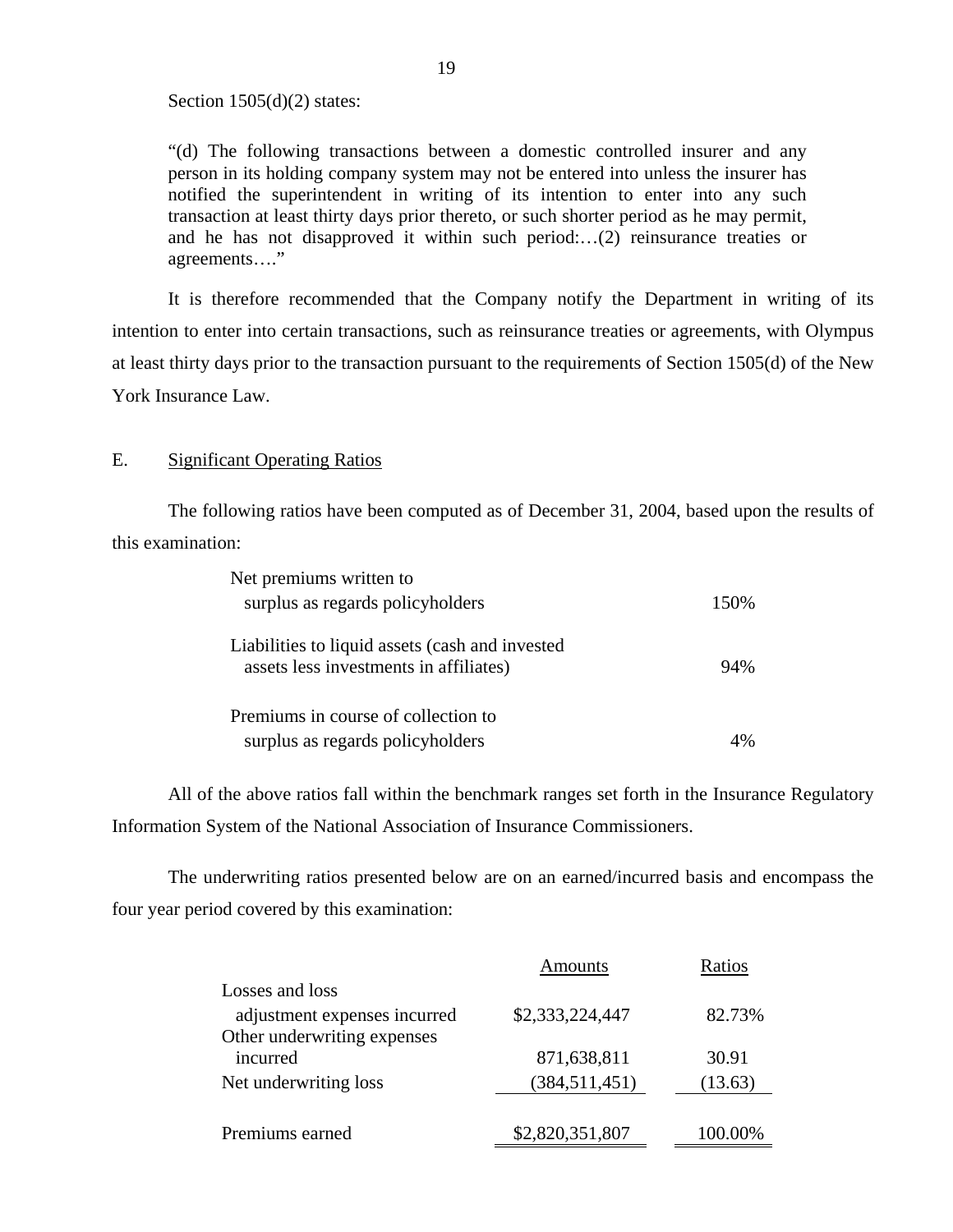Section 1505(d)(2) states:

> "(d) The following transactions between a domestic controlled insurer and any person in its holding company system may not be entered into unless the insurer has notified the superintendent in writing of its intention to enter into any such transaction at least thirty days prior thereto, or such shorter period as he may permit, and he has not disapproved it within such period:…(2) reinsurance treaties or agreements…."

It is therefore recommended that the Company notify the Department in writing of its intention to enter into certain transactions, such as reinsurance treaties or agreements, with Olympus at least thirty days prior to the transaction pursuant to the requirements of Section 1505(d) of the New York Insurance Law.

## E. Significant Operating Ratios

The following ratios have been computed as of December 31, 2004, based upon the results of this examination:

| | |
|---|---|
| Net premiums written to surplus as regards policyholders | 150% |
| Liabilities to liquid assets (cash and invested assets less investments in affiliates) | 94% |
| Premiums in course of collection to surplus as regards policyholders | 4% |

All of the above ratios fall within the benchmark ranges set forth in the Insurance Regulatory Information System of the National Association of Insurance Commissioners.

The underwriting ratios presented below are on an earned/incurred basis and encompass the four year period covered by this examination:

| | Amounts | Ratios |
|---|---|---|
| Losses and loss adjustment expenses incurred | $2,333,224,447 | 82.73% |
| Other underwriting expenses incurred | 871,638,811 | 30.91 |
| Net underwriting loss | (384,511,451) | (13.63) |
| Premiums earned | $2,820,351,807 | 100.00% |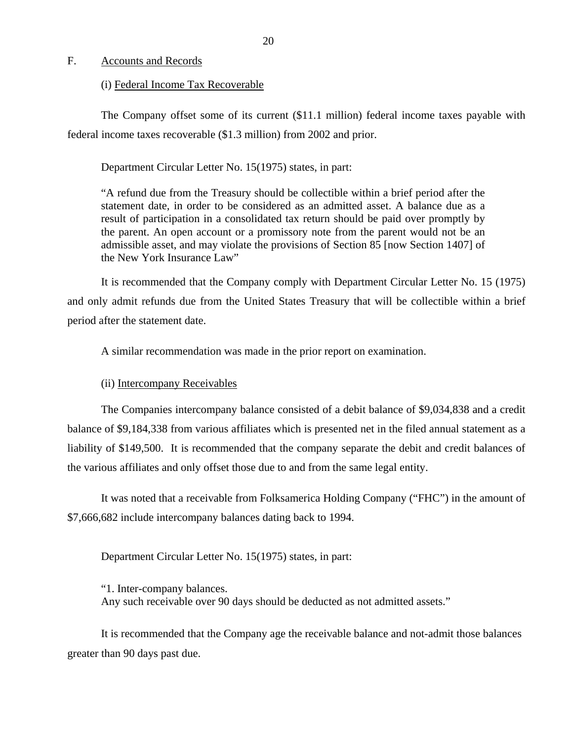## F. Accounts and Records

### (i) Federal Income Tax Recoverable

The Company offset some of its current ($11.1 million) federal income taxes payable with federal income taxes recoverable ($1.3 million) from 2002 and prior.

Department Circular Letter No. 15(1975) states, in part:

> "A refund due from the Treasury should be collectible within a brief period after the statement date, in order to be considered as an admitted asset. A balance due as a result of participation in a consolidated tax return should be paid over promptly by the parent. An open account or a promissory note from the parent would not be an admissible asset, and may violate the provisions of Section 85 [now Section 1407] of the New York Insurance Law"

It is recommended that the Company comply with Department Circular Letter No. 15 (1975) and only admit refunds due from the United States Treasury that will be collectible within a brief period after the statement date.

A similar recommendation was made in the prior report on examination.

### (ii) Intercompany Receivables

The Companies intercompany balance consisted of a debit balance of $9,034,838 and a credit balance of $9,184,338 from various affiliates which is presented net in the filed annual statement as a liability of $149,500. It is recommended that the company separate the debit and credit balances of the various affiliates and only offset those due to and from the same legal entity.

It was noted that a receivable from Folksamerica Holding Company ("FHC") in the amount of $7,666,682 include intercompany balances dating back to 1994.

Department Circular Letter No. 15(1975) states, in part:

> "1. Inter-company balances.
> Any such receivable over 90 days should be deducted as not admitted assets."

It is recommended that the Company age the receivable balance and not-admit those balances greater than 90 days past due.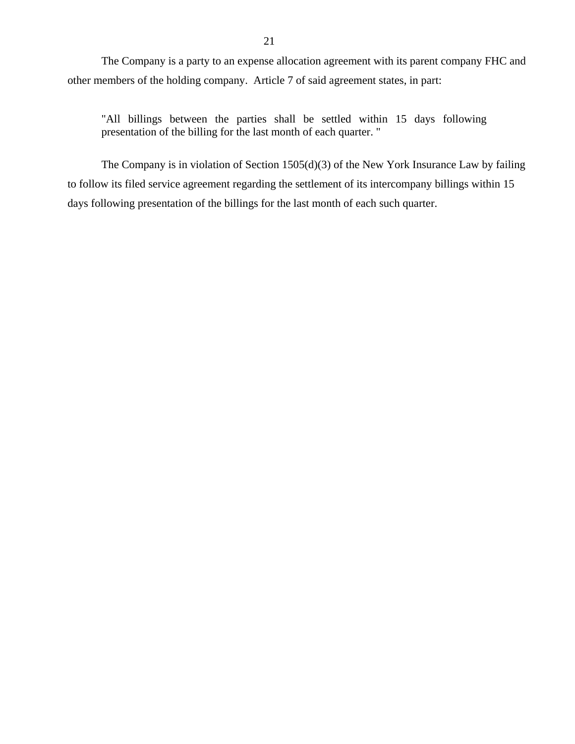The Company is a party to an expense allocation agreement with its parent company FHC and other members of the holding company. Article 7 of said agreement states, in part:

> "All billings between the parties shall be settled within 15 days following presentation of the billing for the last month of each quarter. "

The Company is in violation of Section 1505(d)(3) of the New York Insurance Law by failing to follow its filed service agreement regarding the settlement of its intercompany billings within 15 days following presentation of the billings for the last month of each such quarter.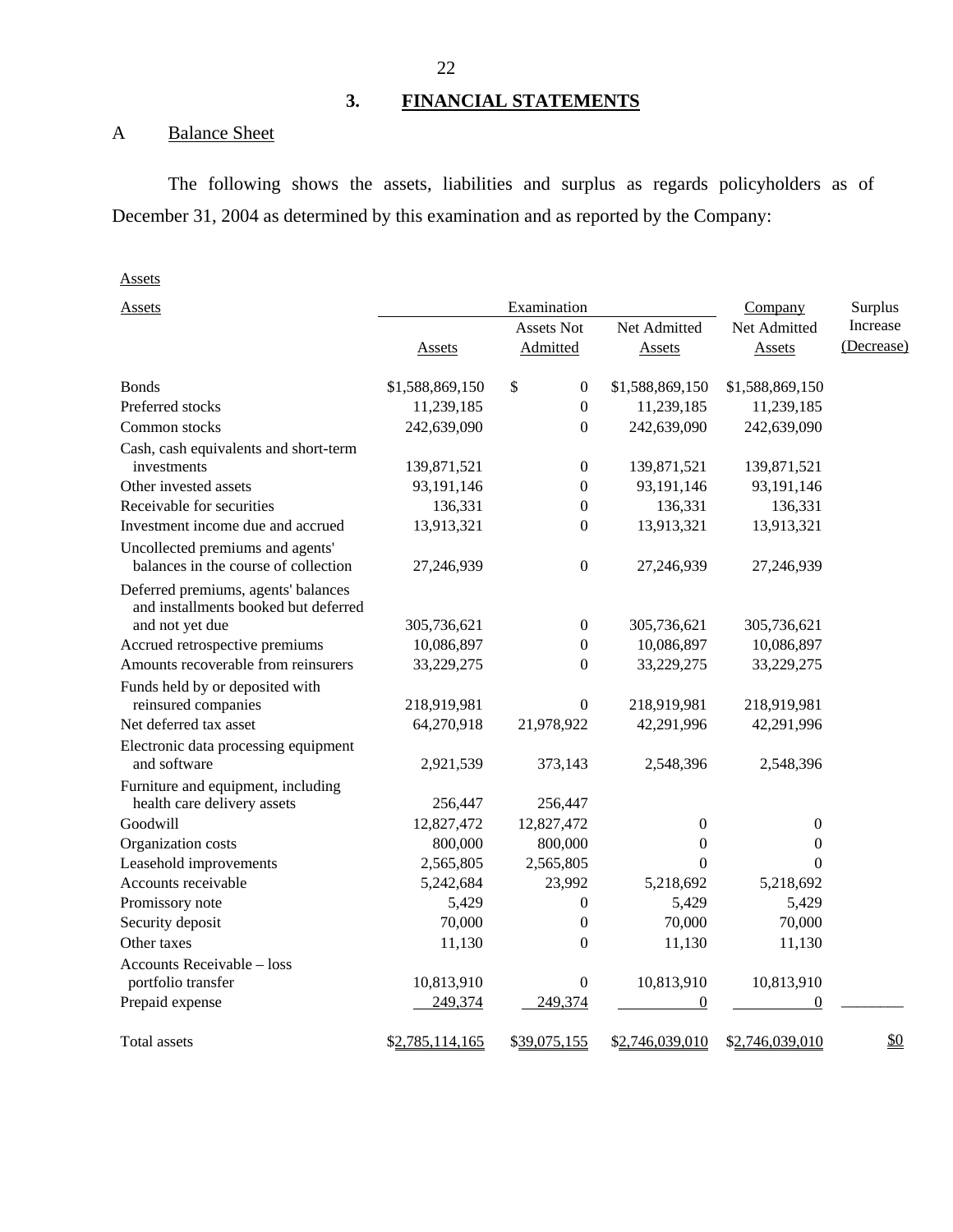## 3. FINANCIAL STATEMENTS

### A Balance Sheet

The following shows the assets, liabilities and surplus as regards policyholders as of December 31, 2004 as determined by this examination and as reported by the Company:

Assets

| Assets | Examination | | | Company | Surplus |
|---|---|---|---|---|---|
| | Assets | Assets Not Admitted | Net Admitted Assets | Net Admitted Assets | Increase (Decrease) |
| Bonds | $1,588,869,150 | $ 0 | $1,588,869,150 | $1,588,869,150 | |
| Preferred stocks | 11,239,185 | 0 | 11,239,185 | 11,239,185 | |
| Common stocks | 242,639,090 | 0 | 242,639,090 | 242,639,090 | |
| Cash, cash equivalents and short-term investments | 139,871,521 | 0 | 139,871,521 | 139,871,521 | |
| Other invested assets | 93,191,146 | 0 | 93,191,146 | 93,191,146 | |
| Receivable for securities | 136,331 | 0 | 136,331 | 136,331 | |
| Investment income due and accrued | 13,913,321 | 0 | 13,913,321 | 13,913,321 | |
| Uncollected premiums and agents' balances in the course of collection | 27,246,939 | 0 | 27,246,939 | 27,246,939 | |
| Deferred premiums, agents' balances and installments booked but deferred and not yet due | 305,736,621 | 0 | 305,736,621 | 305,736,621 | |
| Accrued retrospective premiums | 10,086,897 | 0 | 10,086,897 | 10,086,897 | |
| Amounts recoverable from reinsurers | 33,229,275 | 0 | 33,229,275 | 33,229,275 | |
| Funds held by or deposited with reinsured companies | 218,919,981 | 0 | 218,919,981 | 218,919,981 | |
| Net deferred tax asset | 64,270,918 | 21,978,922 | 42,291,996 | 42,291,996 | |
| Electronic data processing equipment and software | 2,921,539 | 373,143 | 2,548,396 | 2,548,396 | |
| Furniture and equipment, including health care delivery assets | 256,447 | 256,447 | | | |
| Goodwill | 12,827,472 | 12,827,472 | 0 | 0 | |
| Organization costs | 800,000 | 800,000 | 0 | 0 | |
| Leasehold improvements | 2,565,805 | 2,565,805 | 0 | 0 | |
| Accounts receivable | 5,242,684 | 23,992 | 5,218,692 | 5,218,692 | |
| Promissory note | 5,429 | 0 | 5,429 | 5,429 | |
| Security deposit | 70,000 | 0 | 70,000 | 70,000 | |
| Other taxes | 11,130 | 0 | 11,130 | 11,130 | |
| Accounts Receivable – loss portfolio transfer | 10,813,910 | 0 | 10,813,910 | 10,813,910 | |
| Prepaid expense | 249,374 | 249,374 | 0 | 0 | |
| Total assets | $2,785,114,165 | $39,075,155 | $2,746,039,010 | $2,746,039,010 | $0 |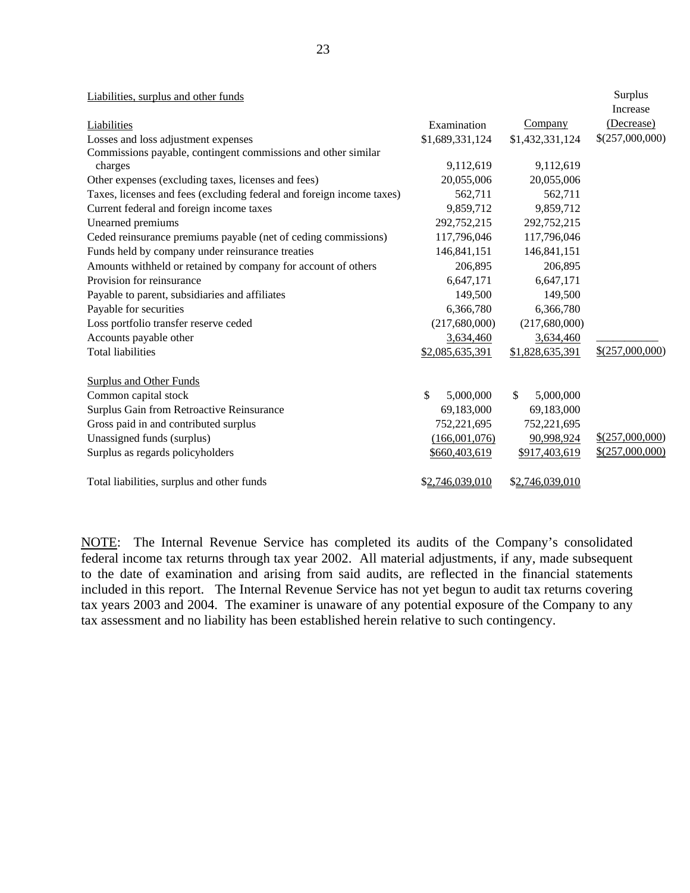| Liabilities, surplus and other funds | | | Surplus Increase |
|---|---|---|---|
| Liabilities | Examination | Company | (Decrease) |
| Losses and loss adjustment expenses | $1,689,331,124 | $1,432,331,124 | $(257,000,000) |
| Commissions payable, contingent commissions and other similar charges | 9,112,619 | 9,112,619 | |
| Other expenses (excluding taxes, licenses and fees) | 20,055,006 | 20,055,006 | |
| Taxes, licenses and fees (excluding federal and foreign income taxes) | 562,711 | 562,711 | |
| Current federal and foreign income taxes | 9,859,712 | 9,859,712 | |
| Unearned premiums | 292,752,215 | 292,752,215 | |
| Ceded reinsurance premiums payable (net of ceding commissions) | 117,796,046 | 117,796,046 | |
| Funds held by company under reinsurance treaties | 146,841,151 | 146,841,151 | |
| Amounts withheld or retained by company for account of others | 206,895 | 206,895 | |
| Provision for reinsurance | 6,647,171 | 6,647,171 | |
| Payable to parent, subsidiaries and affiliates | 149,500 | 149,500 | |
| Payable for securities | 6,366,780 | 6,366,780 | |
| Loss portfolio transfer reserve ceded | (217,680,000) | (217,680,000) | |
| Accounts payable other | 3,634,460 | 3,634,460 | |
| Total liabilities | $2,085,635,391 | $1,828,635,391 | $(257,000,000) |
| | | | |
| Surplus and Other Funds | | | |
| Common capital stock | $ 5,000,000 | $ 5,000,000 | |
| Surplus Gain from Retroactive Reinsurance | 69,183,000 | 69,183,000 | |
| Gross paid in and contributed surplus | 752,221,695 | 752,221,695 | |
| Unassigned funds (surplus) | (166,001,076) | 90,998,924 | $(257,000,000) |
| Surplus as regards policyholders | $660,403,619 | $917,403,619 | $(257,000,000) |
| | | | |
| Total liabilities, surplus and other funds | $2,746,039,010 | $2,746,039,010 | |

NOTE: The Internal Revenue Service has completed its audits of the Company's consolidated federal income tax returns through tax year 2002. All material adjustments, if any, made subsequent to the date of examination and arising from said audits, are reflected in the financial statements included in this report. The Internal Revenue Service has not yet begun to audit tax returns covering tax years 2003 and 2004. The examiner is unaware of any potential exposure of the Company to any tax assessment and no liability has been established herein relative to such contingency.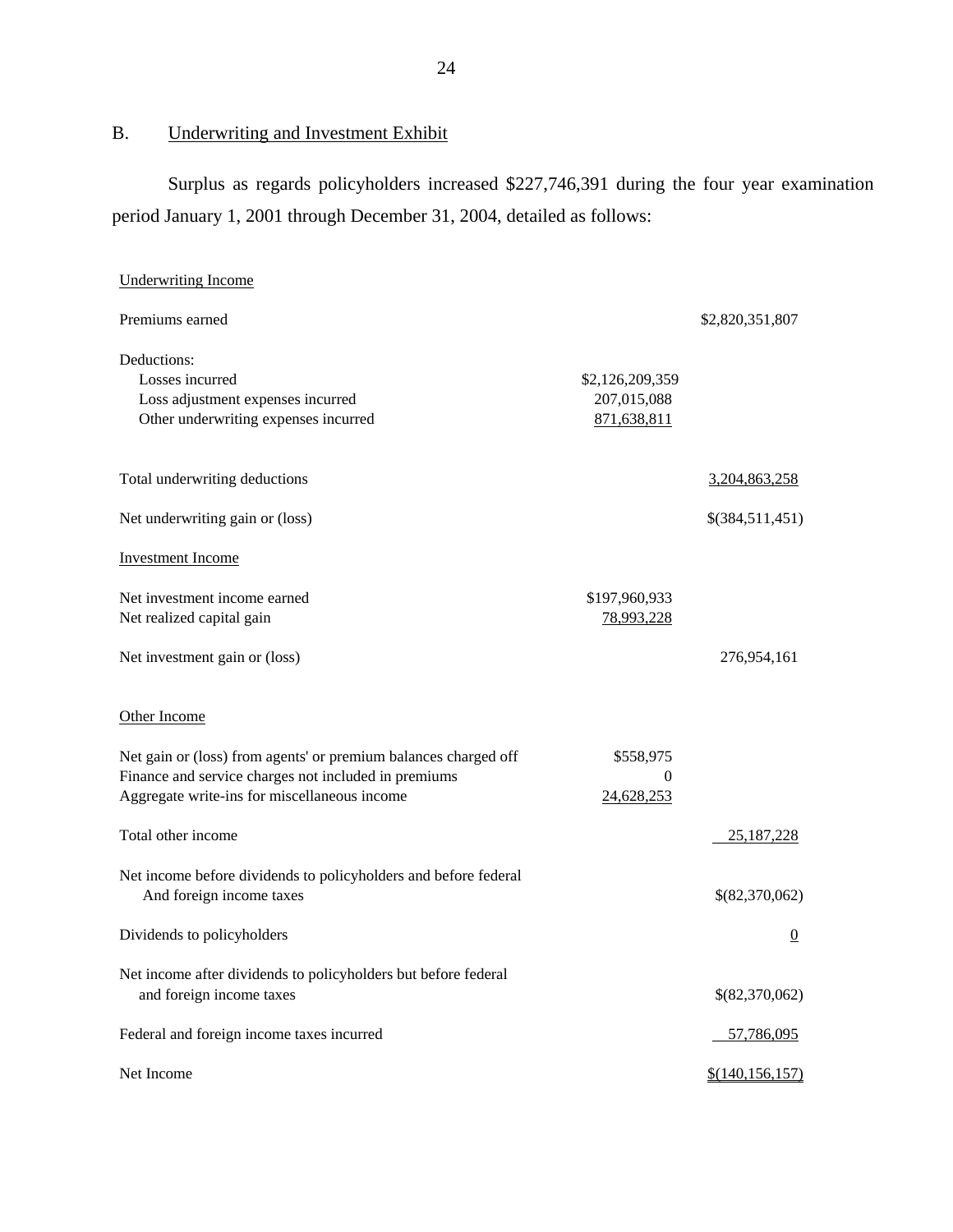## B. Underwriting and Investment Exhibit

Surplus as regards policyholders increased $227,746,391 during the four year examination period January 1, 2001 through December 31, 2004, detailed as follows:

| | | |
|---|---|---|
| Underwriting Income | | |
| Premiums earned | | $2,820,351,807 |
| Deductions: | | |
| Losses incurred | $2,126,209,359 | |
| Loss adjustment expenses incurred | 207,015,088 | |
| Other underwriting expenses incurred | 871,638,811 | |
| Total underwriting deductions | | 3,204,863,258 |
| Net underwriting gain or (loss) | | $(384,511,451) |
| Investment Income | | |
| Net investment income earned | $197,960,933 | |
| Net realized capital gain | 78,993,228 | |
| Net investment gain or (loss) | | 276,954,161 |
| Other Income | | |
| Net gain or (loss) from agents' or premium balances charged off | $558,975 | |
| Finance and service charges not included in premiums | 0 | |
| Aggregate write-ins for miscellaneous income | 24,628,253 | |
| Total other income | | 25,187,228 |
| Net income before dividends to policyholders and before federal And foreign income taxes | | $(82,370,062) |
| Dividends to policyholders | | 0 |
| Net income after dividends to policyholders but before federal and foreign income taxes | | $(82,370,062) |
| Federal and foreign income taxes incurred | | 57,786,095 |
| Net Income | | $(140,156,157) |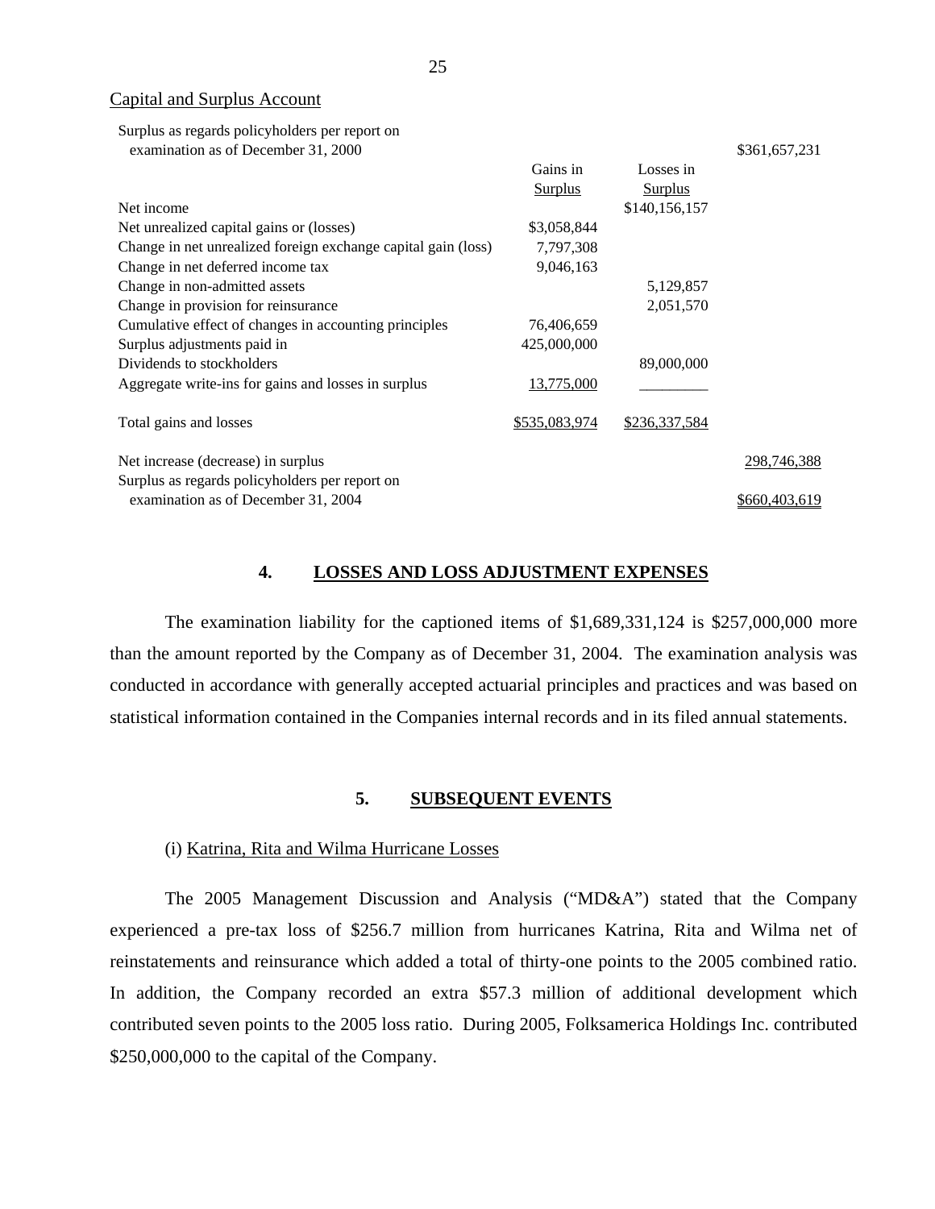Capital and Surplus Account

| | Gains in Surplus | Losses in Surplus | |
|---|---|---|---|
| Surplus as regards policyholders per report on examination as of December 31, 2000 | | | $361,657,231 |
| Net income | | $140,156,157 | |
| Net unrealized capital gains or (losses) | $3,058,844 | | |
| Change in net unrealized foreign exchange capital gain (loss) | 7,797,308 | | |
| Change in net deferred income tax | 9,046,163 | | |
| Change in non-admitted assets | | 5,129,857 | |
| Change in provision for reinsurance | | 2,051,570 | |
| Cumulative effect of changes in accounting principles | 76,406,659 | | |
| Surplus adjustments paid in | 425,000,000 | | |
| Dividends to stockholders | | 89,000,000 | |
| Aggregate write-ins for gains and losses in surplus | 13,775,000 | | |
| Total gains and losses | $535,083,974 | $236,337,584 | |
| Net increase (decrease) in surplus | | | 298,746,388 |
| Surplus as regards policyholders per report on examination as of December 31, 2004 | | | $660,403,619 |

## 4. LOSSES AND LOSS ADJUSTMENT EXPENSES

The examination liability for the captioned items of $1,689,331,124 is $257,000,000 more than the amount reported by the Company as of December 31, 2004. The examination analysis was conducted in accordance with generally accepted actuarial principles and practices and was based on statistical information contained in the Companies internal records and in its filed annual statements.

## 5. SUBSEQUENT EVENTS

(i) Katrina, Rita and Wilma Hurricane Losses

The 2005 Management Discussion and Analysis ("MD&A") stated that the Company experienced a pre-tax loss of $256.7 million from hurricanes Katrina, Rita and Wilma net of reinstatements and reinsurance which added a total of thirty-one points to the 2005 combined ratio. In addition, the Company recorded an extra $57.3 million of additional development which contributed seven points to the 2005 loss ratio. During 2005, Folksamerica Holdings Inc. contributed $250,000,000 to the capital of the Company.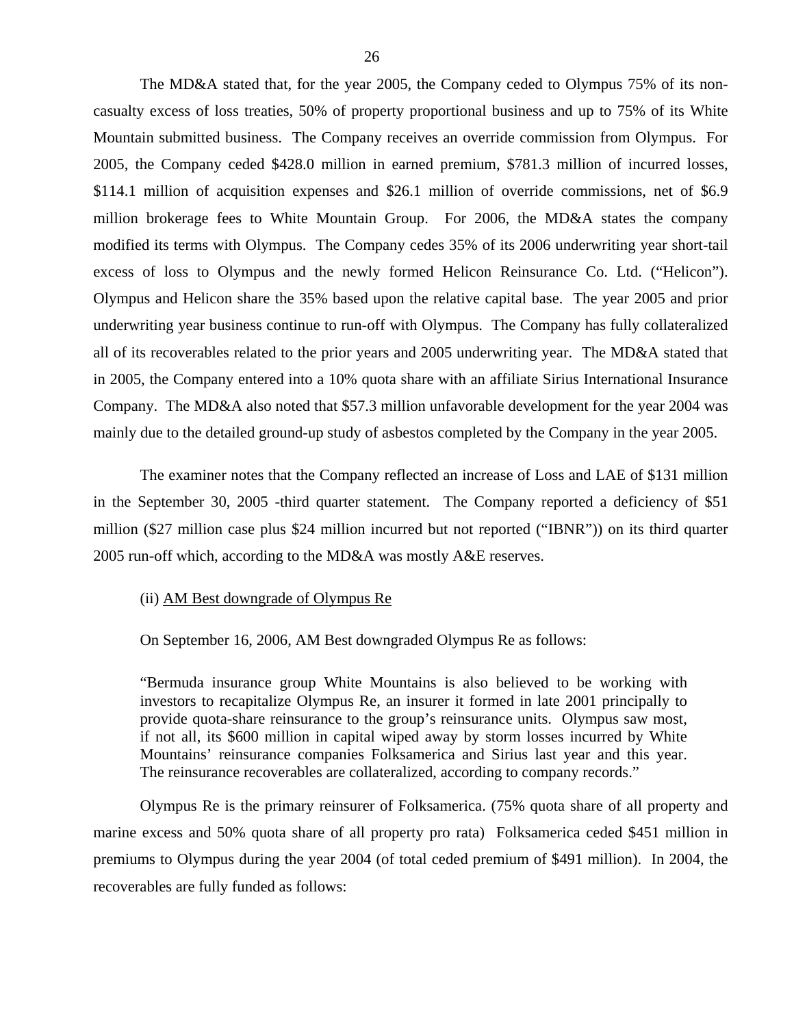The MD&A stated that, for the year 2005, the Company ceded to Olympus 75% of its non-casualty excess of loss treaties, 50% of property proportional business and up to 75% of its White Mountain submitted business. The Company receives an override commission from Olympus. For 2005, the Company ceded $428.0 million in earned premium, $781.3 million of incurred losses, $114.1 million of acquisition expenses and $26.1 million of override commissions, net of $6.9 million brokerage fees to White Mountain Group. For 2006, the MD&A states the company modified its terms with Olympus. The Company cedes 35% of its 2006 underwriting year short-tail excess of loss to Olympus and the newly formed Helicon Reinsurance Co. Ltd. ("Helicon"). Olympus and Helicon share the 35% based upon the relative capital base. The year 2005 and prior underwriting year business continue to run-off with Olympus. The Company has fully collateralized all of its recoverables related to the prior years and 2005 underwriting year. The MD&A stated that in 2005, the Company entered into a 10% quota share with an affiliate Sirius International Insurance Company. The MD&A also noted that $57.3 million unfavorable development for the year 2004 was mainly due to the detailed ground-up study of asbestos completed by the Company in the year 2005.

The examiner notes that the Company reflected an increase of Loss and LAE of $131 million in the September 30, 2005 -third quarter statement. The Company reported a deficiency of $51 million ($27 million case plus $24 million incurred but not reported ("IBNR")) on its third quarter 2005 run-off which, according to the MD&A was mostly A&E reserves.

(ii) AM Best downgrade of Olympus Re

On September 16, 2006, AM Best downgraded Olympus Re as follows:

> "Bermuda insurance group White Mountains is also believed to be working with investors to recapitalize Olympus Re, an insurer it formed in late 2001 principally to provide quota-share reinsurance to the group's reinsurance units. Olympus saw most, if not all, its $600 million in capital wiped away by storm losses incurred by White Mountains' reinsurance companies Folksamerica and Sirius last year and this year. The reinsurance recoverables are collateralized, according to company records."

Olympus Re is the primary reinsurer of Folksamerica. (75% quota share of all property and marine excess and 50% quota share of all property pro rata) Folksamerica ceded $451 million in premiums to Olympus during the year 2004 (of total ceded premium of $491 million). In 2004, the recoverables are fully funded as follows: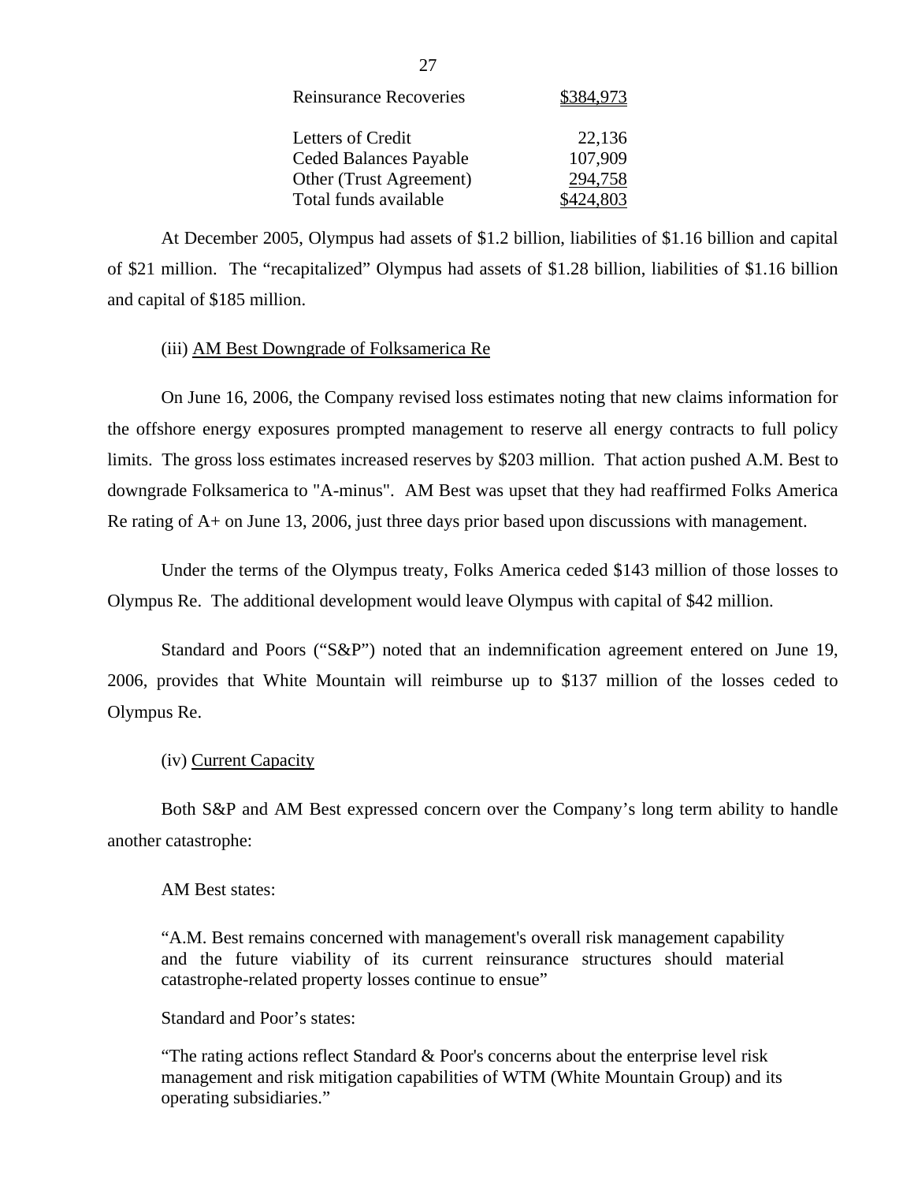| Reinsurance Recoveries | $384,973 |
|---|---|
| | |
| Letters of Credit | 22,136 |
| Ceded Balances Payable | 107,909 |
| Other (Trust Agreement) | 294,758 |
| Total funds available | $424,803 |

At December 2005, Olympus had assets of $1.2 billion, liabilities of $1.16 billion and capital of $21 million. The "recapitalized" Olympus had assets of $1.28 billion, liabilities of $1.16 billion and capital of $185 million.

(iii) AM Best Downgrade of Folksamerica Re

On June 16, 2006, the Company revised loss estimates noting that new claims information for the offshore energy exposures prompted management to reserve all energy contracts to full policy limits. The gross loss estimates increased reserves by $203 million. That action pushed A.M. Best to downgrade Folksamerica to "A-minus". AM Best was upset that they had reaffirmed Folks America Re rating of A+ on June 13, 2006, just three days prior based upon discussions with management.

Under the terms of the Olympus treaty, Folks America ceded $143 million of those losses to Olympus Re. The additional development would leave Olympus with capital of $42 million.

Standard and Poors ("S&P") noted that an indemnification agreement entered on June 19, 2006, provides that White Mountain will reimburse up to $137 million of the losses ceded to Olympus Re.

(iv) Current Capacity

Both S&P and AM Best expressed concern over the Company's long term ability to handle another catastrophe:

AM Best states:

> "A.M. Best remains concerned with management's overall risk management capability and the future viability of its current reinsurance structures should material catastrophe-related property losses continue to ensue"

Standard and Poor's states:

> "The rating actions reflect Standard & Poor's concerns about the enterprise level risk management and risk mitigation capabilities of WTM (White Mountain Group) and its operating subsidiaries."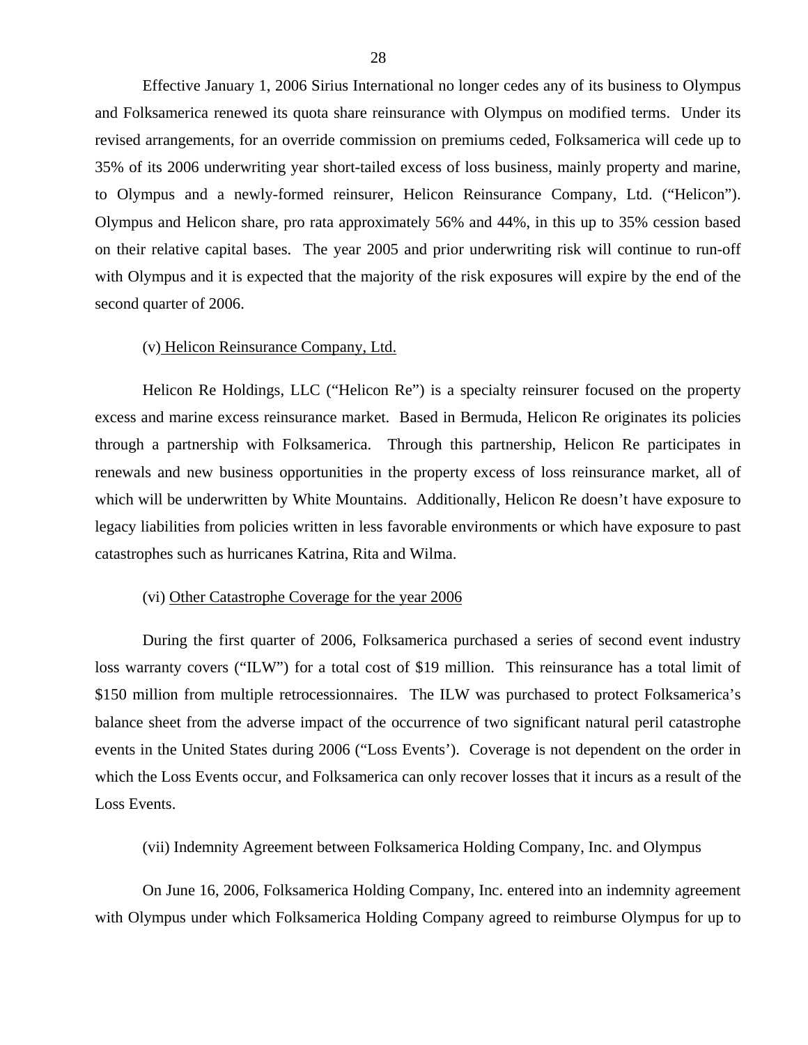Effective January 1, 2006 Sirius International no longer cedes any of its business to Olympus and Folksamerica renewed its quota share reinsurance with Olympus on modified terms. Under its revised arrangements, for an override commission on premiums ceded, Folksamerica will cede up to 35% of its 2006 underwriting year short-tailed excess of loss business, mainly property and marine, to Olympus and a newly-formed reinsurer, Helicon Reinsurance Company, Ltd. ("Helicon"). Olympus and Helicon share, pro rata approximately 56% and 44%, in this up to 35% cession based on their relative capital bases. The year 2005 and prior underwriting risk will continue to run-off with Olympus and it is expected that the majority of the risk exposures will expire by the end of the second quarter of 2006.

(v) Helicon Reinsurance Company, Ltd.

Helicon Re Holdings, LLC ("Helicon Re") is a specialty reinsurer focused on the property excess and marine excess reinsurance market. Based in Bermuda, Helicon Re originates its policies through a partnership with Folksamerica. Through this partnership, Helicon Re participates in renewals and new business opportunities in the property excess of loss reinsurance market, all of which will be underwritten by White Mountains. Additionally, Helicon Re doesn't have exposure to legacy liabilities from policies written in less favorable environments or which have exposure to past catastrophes such as hurricanes Katrina, Rita and Wilma.

(vi) Other Catastrophe Coverage for the year 2006

During the first quarter of 2006, Folksamerica purchased a series of second event industry loss warranty covers ("ILW") for a total cost of $19 million. This reinsurance has a total limit of $150 million from multiple retrocessionnaires. The ILW was purchased to protect Folksamerica's balance sheet from the adverse impact of the occurrence of two significant natural peril catastrophe events in the United States during 2006 ("Loss Events'). Coverage is not dependent on the order in which the Loss Events occur, and Folksamerica can only recover losses that it incurs as a result of the Loss Events.

(vii) Indemnity Agreement between Folksamerica Holding Company, Inc. and Olympus

On June 16, 2006, Folksamerica Holding Company, Inc. entered into an indemnity agreement with Olympus under which Folksamerica Holding Company agreed to reimburse Olympus for up to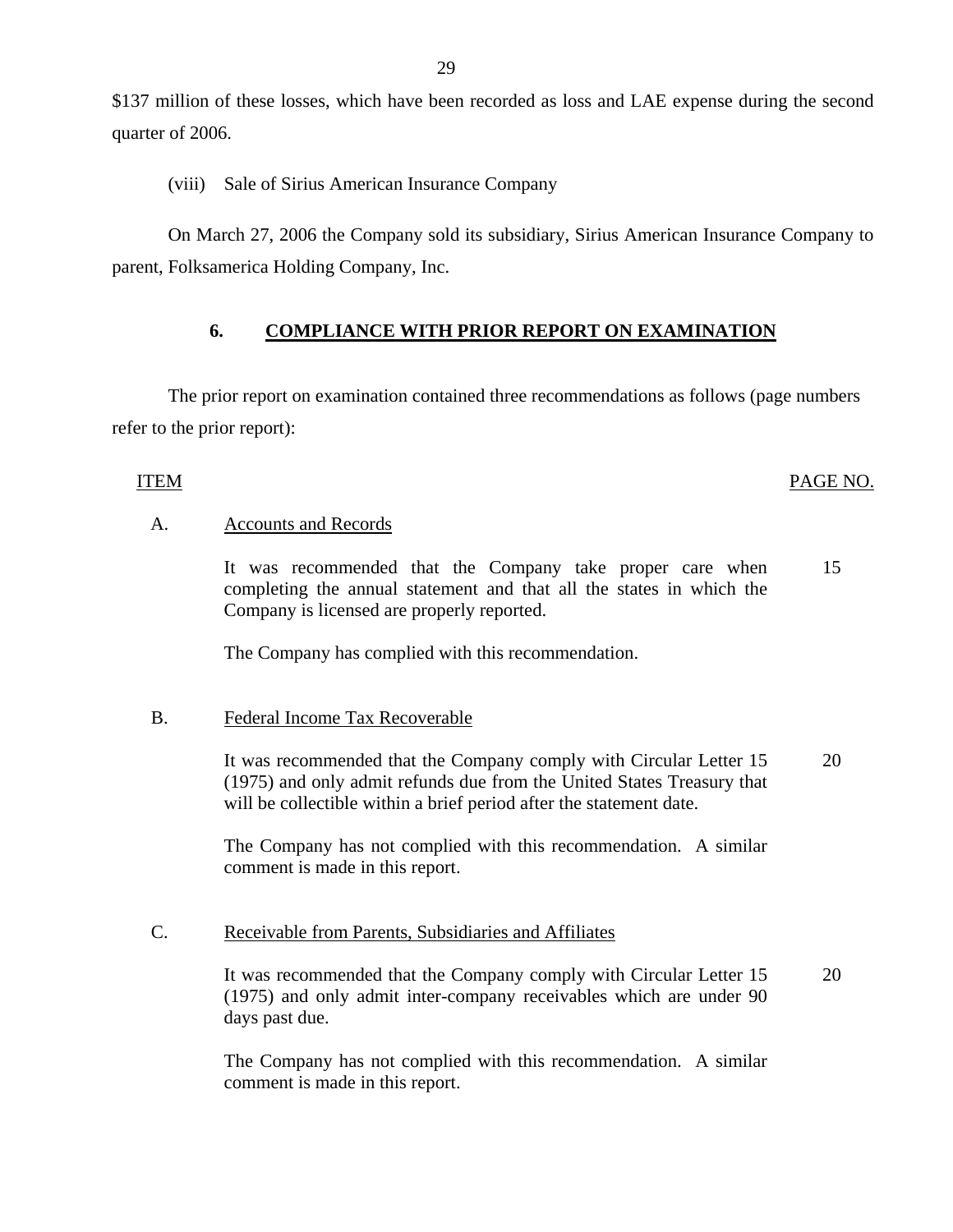$137 million of these losses, which have been recorded as loss and LAE expense during the second quarter of 2006.

(viii) Sale of Sirius American Insurance Company

On March 27, 2006 the Company sold its subsidiary, Sirius American Insurance Company to parent, Folksamerica Holding Company, Inc.

## 6. COMPLIANCE WITH PRIOR REPORT ON EXAMINATION

The prior report on examination contained three recommendations as follows (page numbers refer to the prior report):

| ITEM | | PAGE NO. |
|---|---|---|
| A. | Accounts and Records | |
| | It was recommended that the Company take proper care when completing the annual statement and that all the states in which the Company is licensed are properly reported. | 15 |
| | The Company has complied with this recommendation. | |
| B. | Federal Income Tax Recoverable | |
| | It was recommended that the Company comply with Circular Letter 15 (1975) and only admit refunds due from the United States Treasury that will be collectible within a brief period after the statement date. | 20 |
| | The Company has not complied with this recommendation. A similar comment is made in this report. | |
| C. | Receivable from Parents, Subsidiaries and Affiliates | |
| | It was recommended that the Company comply with Circular Letter 15 (1975) and only admit inter-company receivables which are under 90 days past due. | 20 |
| | The Company has not complied with this recommendation. A similar comment is made in this report. | |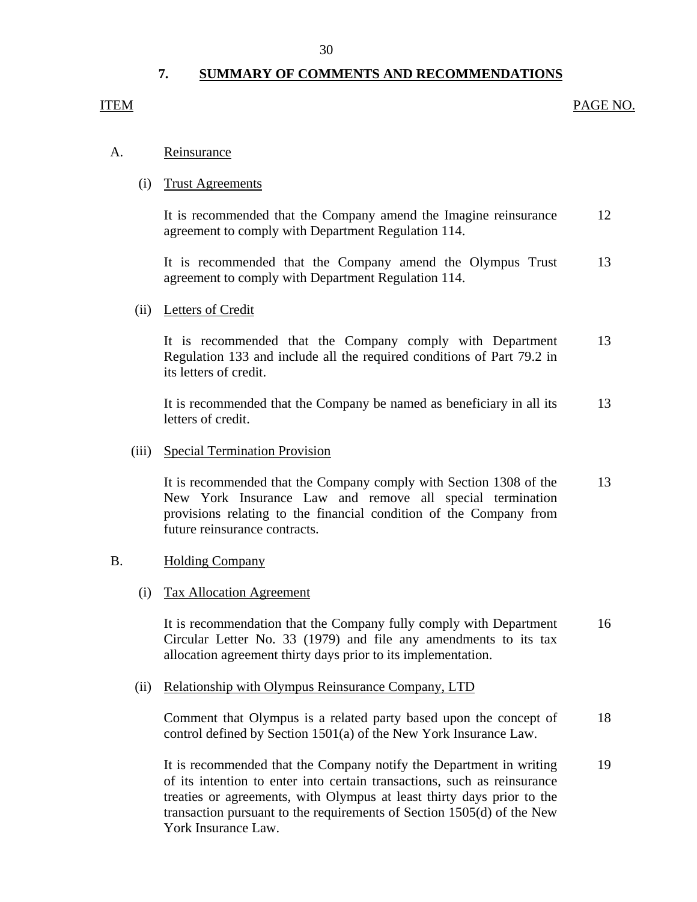## 7. SUMMARY OF COMMENTS AND RECOMMENDATIONS

| ITEM | | PAGE NO. |
|---|---|---|
| A. | Reinsurance | |
| (i) | Trust Agreements | |
| | It is recommended that the Company amend the Imagine reinsurance agreement to comply with Department Regulation 114. | 12 |
| | It is recommended that the Company amend the Olympus Trust agreement to comply with Department Regulation 114. | 13 |
| (ii) | Letters of Credit | |
| | It is recommended that the Company comply with Department Regulation 133 and include all the required conditions of Part 79.2 in its letters of credit. | 13 |
| | It is recommended that the Company be named as beneficiary in all its letters of credit. | 13 |
| (iii) | Special Termination Provision | |
| | It is recommended that the Company comply with Section 1308 of the New York Insurance Law and remove all special termination provisions relating to the financial condition of the Company from future reinsurance contracts. | 13 |
| B. | Holding Company | |
| (i) | Tax Allocation Agreement | |
| | It is recommendation that the Company fully comply with Department Circular Letter No. 33 (1979) and file any amendments to its tax allocation agreement thirty days prior to its implementation. | 16 |
| (ii) | Relationship with Olympus Reinsurance Company, LTD | |
| | Comment that Olympus is a related party based upon the concept of control defined by Section 1501(a) of the New York Insurance Law. | 18 |
| | It is recommended that the Company notify the Department in writing of its intention to enter into certain transactions, such as reinsurance treaties or agreements, with Olympus at least thirty days prior to the transaction pursuant to the requirements of Section 1505(d) of the New York Insurance Law. | 19 |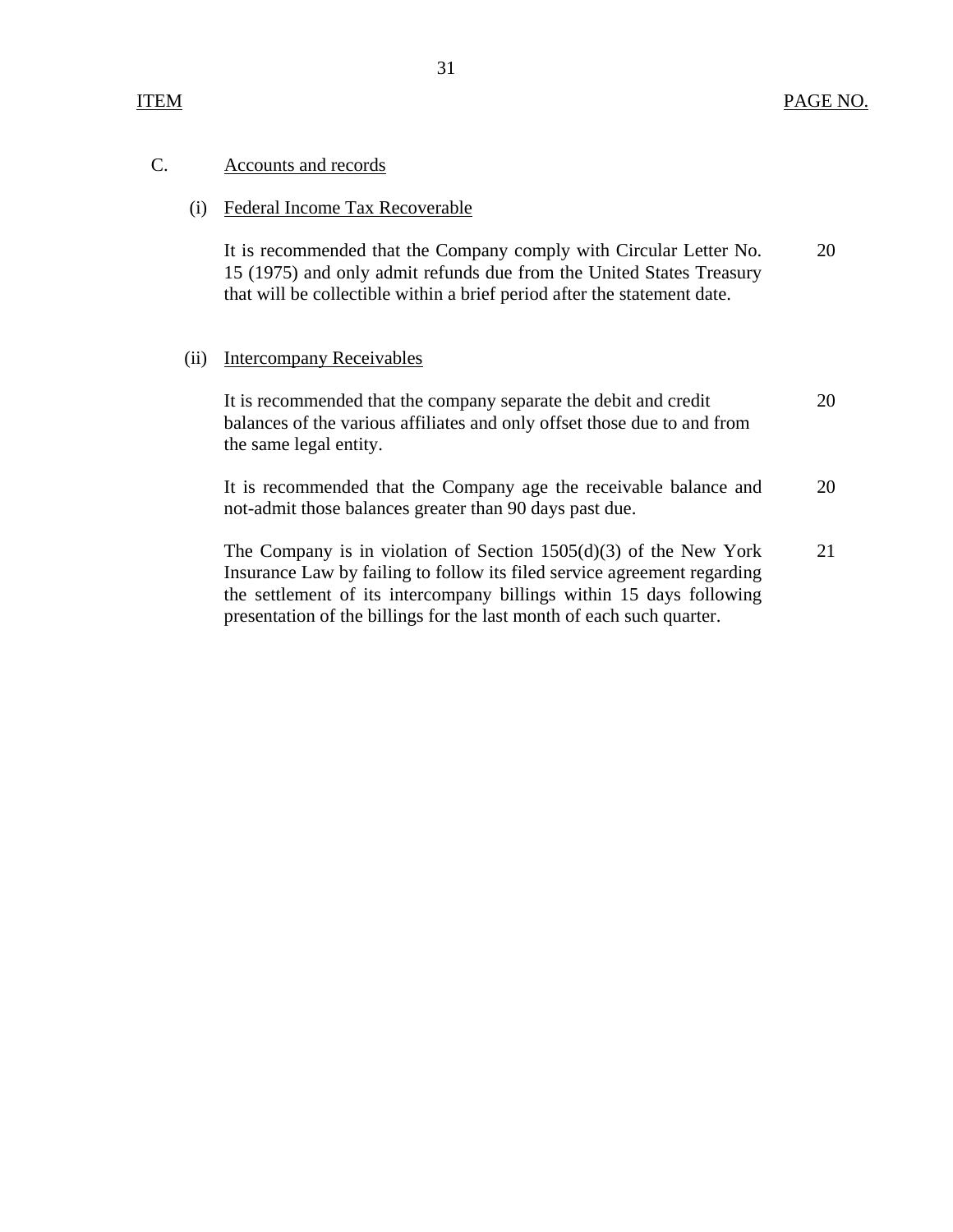| ITEM | | PAGE NO. |
|---|---|---|
| C. | Accounts and records | |
| (i) | Federal Income Tax Recoverable | |
| | It is recommended that the Company comply with Circular Letter No. 15 (1975) and only admit refunds due from the United States Treasury that will be collectible within a brief period after the statement date. | 20 |
| (ii) | Intercompany Receivables | |
| | It is recommended that the company separate the debit and credit balances of the various affiliates and only offset those due to and from the same legal entity. | 20 |
| | It is recommended that the Company age the receivable balance and not-admit those balances greater than 90 days past due. | 20 |
| | The Company is in violation of Section 1505(d)(3) of the New York Insurance Law by failing to follow its filed service agreement regarding the settlement of its intercompany billings within 15 days following presentation of the billings for the last month of each such quarter. | 21 |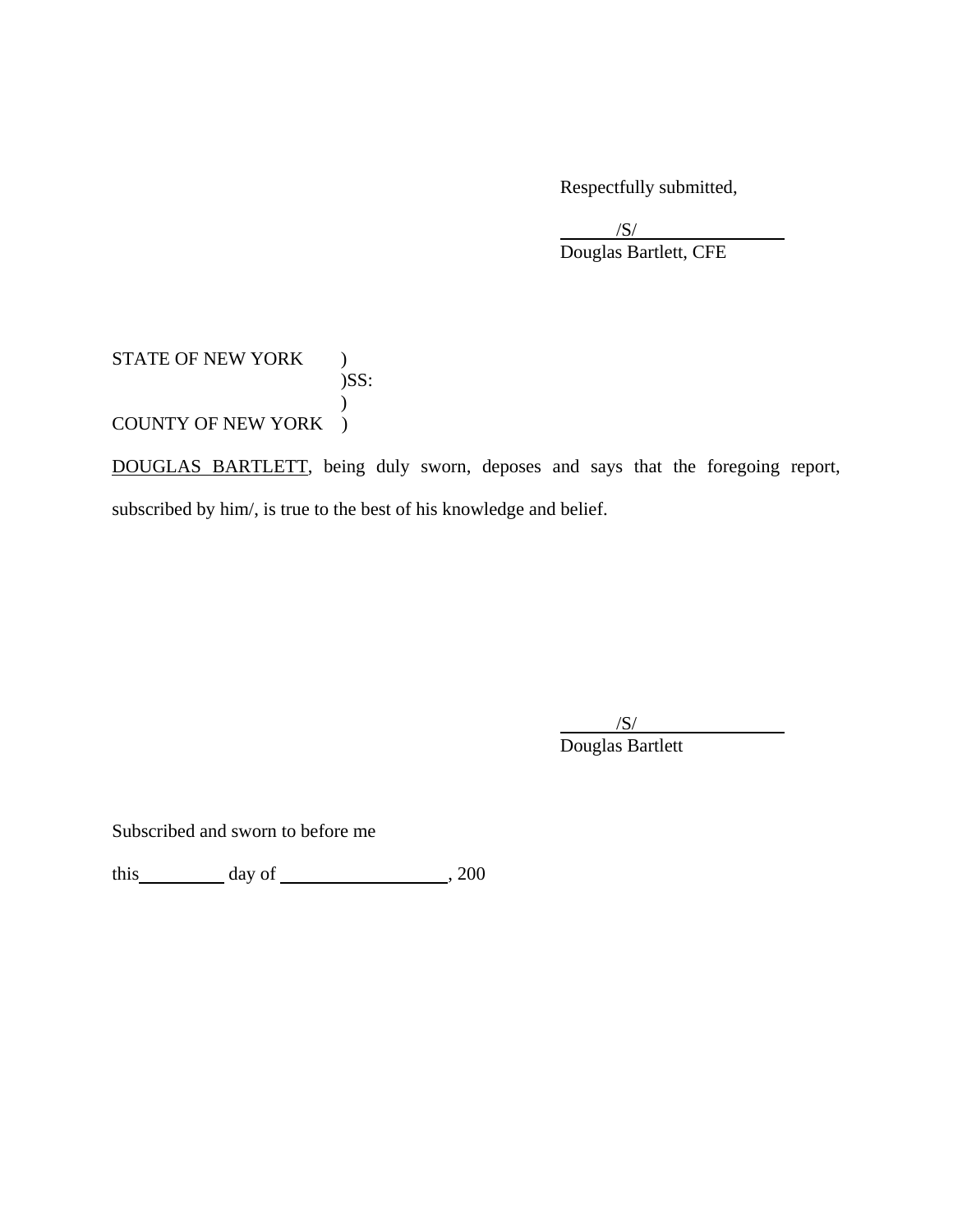Respectfully submitted,

/S/

Douglas Bartlett, CFE

STATE OF NEW YORK )
)SS:
)
COUNTY OF NEW YORK )

<u>DOUGLAS BARTLETT</u>, being duly sworn, deposes and says that the foregoing report, subscribed by him/, is true to the best of his knowledge and belief.

/S/

Douglas Bartlett

Subscribed and sworn to before me

this__________ day of ____________________, 200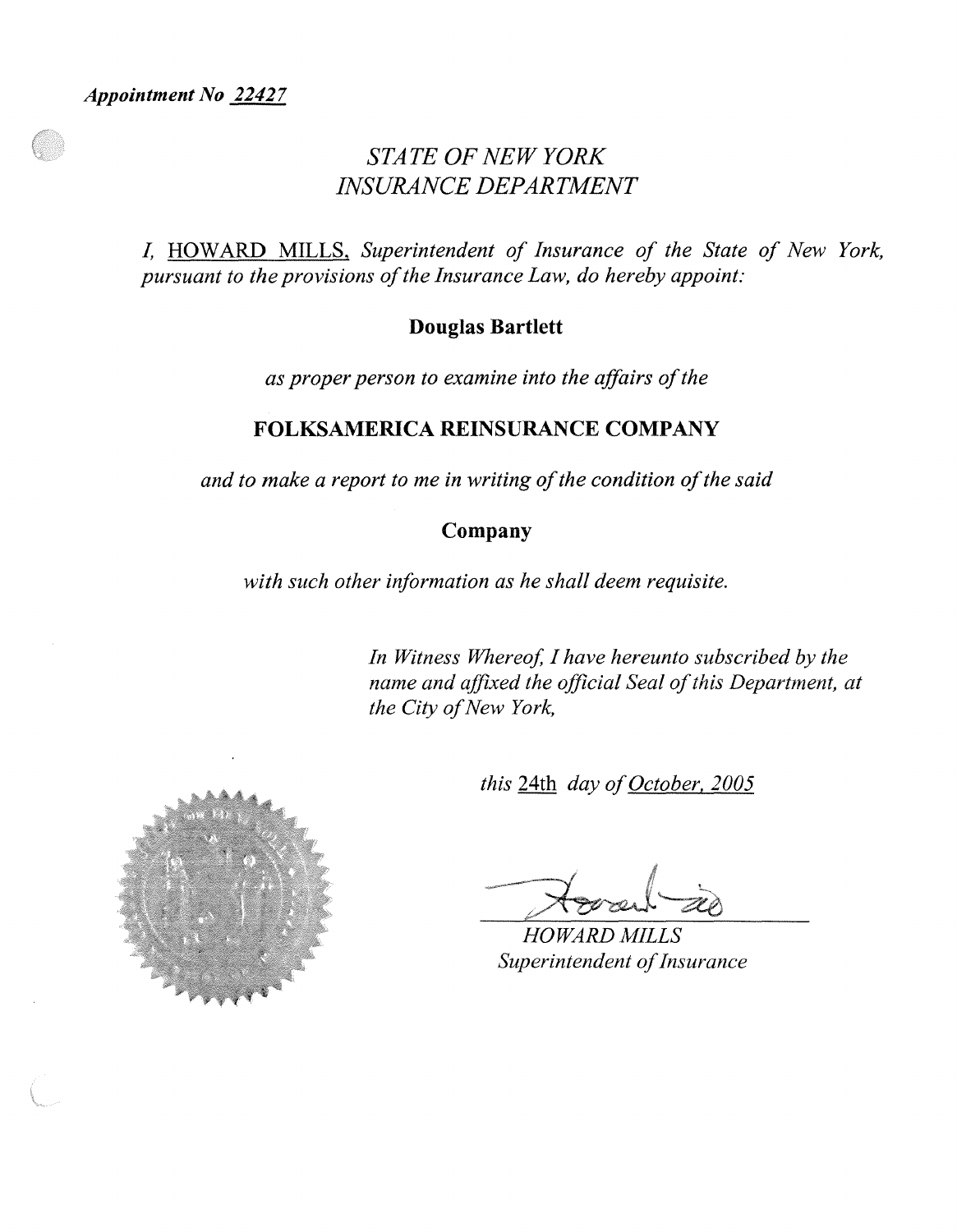*Appointment No* _22427_

## *STATE OF NEW YORK*
## *INSURANCE DEPARTMENT*

*I,* HOWARD MILLS, *Superintendent of Insurance of the State of New York, pursuant to the provisions of the Insurance Law, do hereby appoint:*

**Douglas Bartlett**

*as proper person to examine into the affairs of the*

**FOLKSAMERICA REINSURANCE COMPANY**

*and to make a report to me in writing of the condition of the said*

**Company**

*with such other information as he shall deem requisite.*

*In Witness Whereof, I have hereunto subscribed by the name and affixed the official Seal of this Department, at the City of New York,*

*this* 24th *day of* October, 2005

*HOWARD MILLS*
*Superintendent of Insurance*